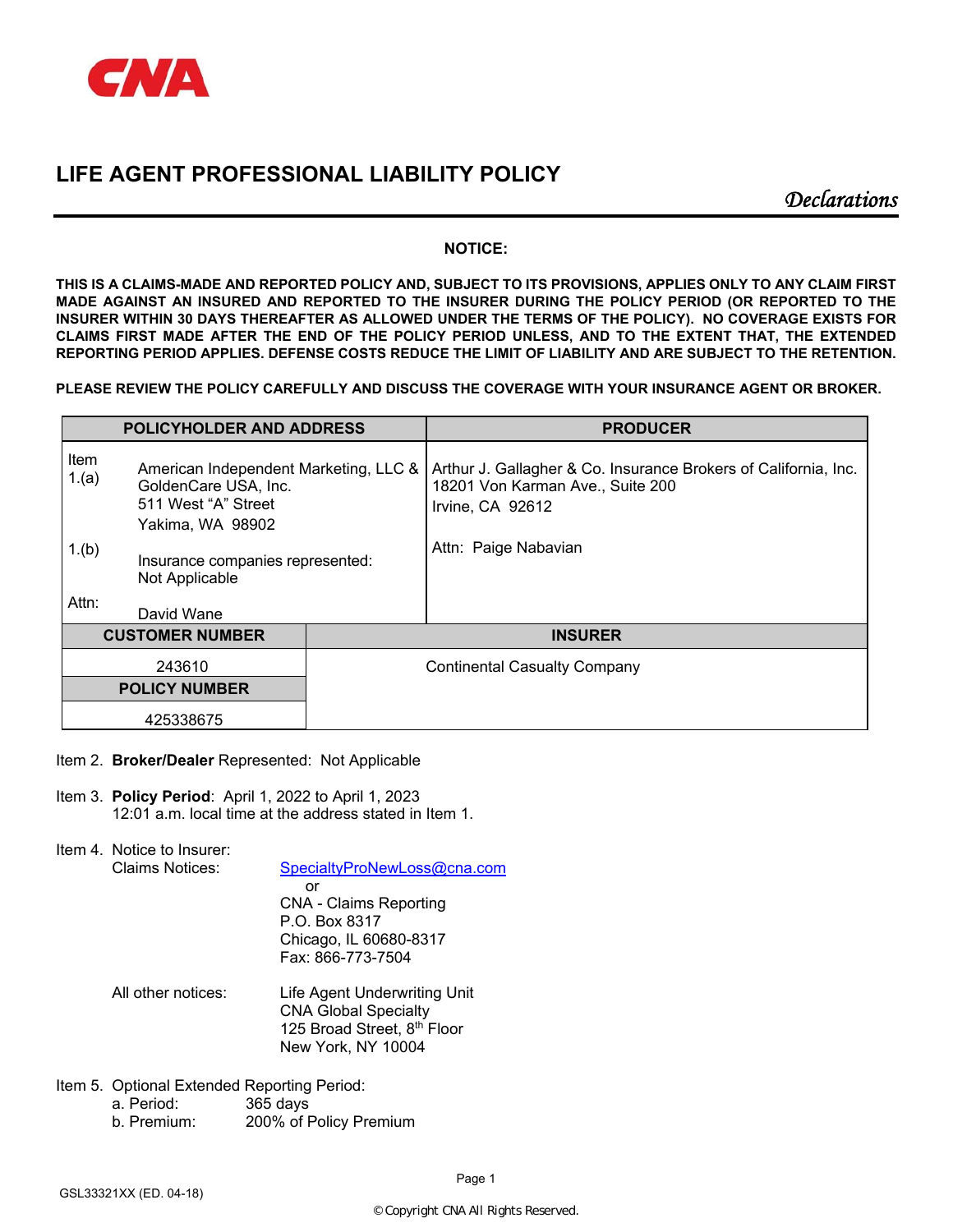CNA

# LIFE AGENT PROFESSIONAL LIABILITY POLICY

*Declarations*

**NOTICE:**

**THIS IS A CLAIMS-MADE AND REPORTED POLICY AND, SUBJECT TO ITS PROVISIONS, APPLIES ONLY TO ANY CLAIM FIRST MADE AGAINST AN INSURED AND REPORTED TO THE INSURER DURING THE POLICY PERIOD (OR REPORTED TO THE INSURER WITHIN 30 DAYS THEREAFTER AS ALLOWED UNDER THE TERMS OF THE POLICY). NO COVERAGE EXISTS FOR CLAIMS FIRST MADE AFTER THE END OF THE POLICY PERIOD UNLESS, AND TO THE EXTENT THAT, THE EXTENDED REPORTING PERIOD APPLIES. DEFENSE COSTS REDUCE THE LIMIT OF LIABILITY AND ARE SUBJECT TO THE RETENTION.**

**PLEASE REVIEW THE POLICY CAREFULLY AND DISCUSS THE COVERAGE WITH YOUR INSURANCE AGENT OR BROKER.**

| POLICYHOLDER AND ADDRESS | PRODUCER |
|---|---|
| Item 1.(a) American Independent Marketing, LLC & GoldenCare USA, Inc.<br>511 West "A" Street<br>Yakima, WA 98902<br><br>1.(b) Insurance companies represented: Not Applicable<br><br>Attn: David Wane | Arthur J. Gallagher & Co. Insurance Brokers of California, Inc.<br>18201 Von Karman Ave., Suite 200<br>Irvine, CA 92612<br><br>Attn: Paige Nabavian |

| CUSTOMER NUMBER | INSURER |
|---|---|
| 243610 | Continental Casualty Company |
| **POLICY NUMBER** | |
| 425338675 | |

Item 2. **Broker/Dealer** Represented: Not Applicable

Item 3. **Policy Period**: April 1, 2022 to April 1, 2023
12:01 a.m. local time at the address stated in Item 1.

Item 4. Notice to Insurer:

Claims Notices:
SpecialtyProNewLoss@cna.com
or
CNA - Claims Reporting
P.O. Box 8317
Chicago, IL 60680-8317
Fax: 866-773-7504

All other notices:
Life Agent Underwriting Unit
CNA Global Specialty
125 Broad Street, 8th Floor
New York, NY 10004

Item 5. Optional Extended Reporting Period:
a. Period: 365 days
b. Premium: 200% of Policy Premium

GSL33321XX (ED. 04-18)

© Copyright CNA All Rights Reserved.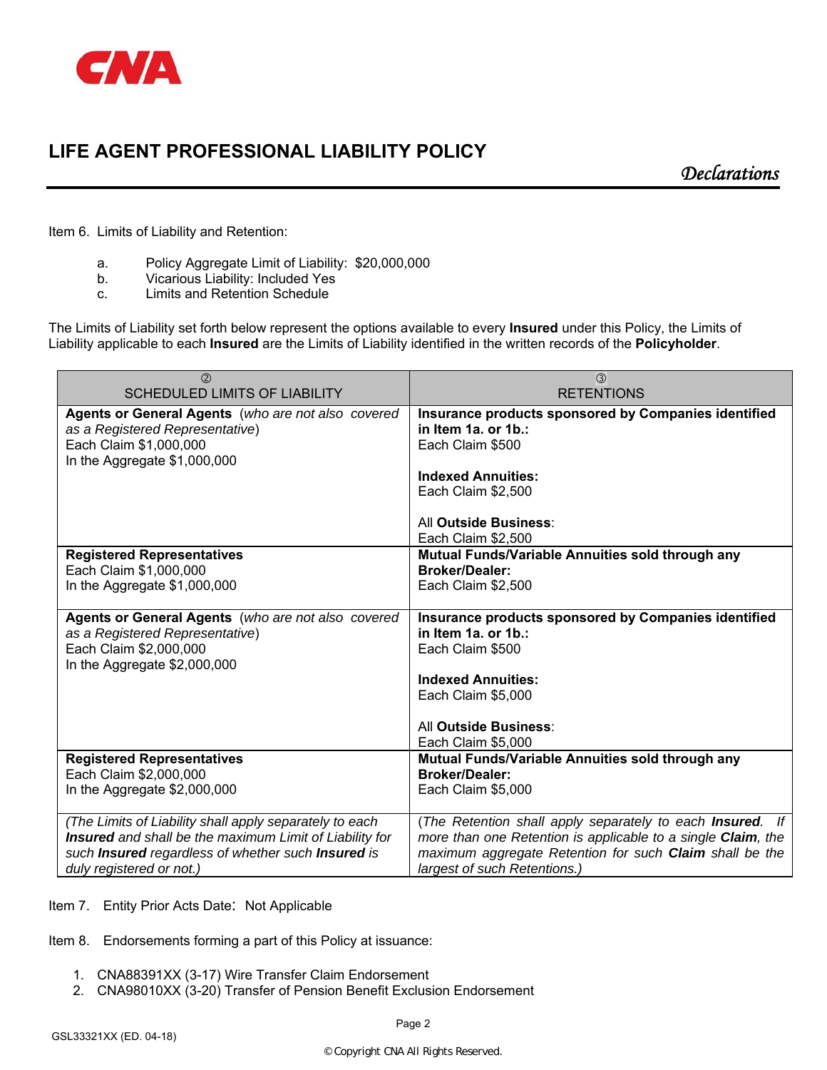# LIFE AGENT PROFESSIONAL LIABILITY POLICY

*Declarations*

Item 6. Limits of Liability and Retention:

a. Policy Aggregate Limit of Liability: $20,000,000
b. Vicarious Liability: Included Yes
c. Limits and Retention Schedule

The Limits of Liability set forth below represent the options available to every **Insured** under this Policy, the Limits of Liability applicable to each **Insured** are the Limits of Liability identified in the written records of the **Policyholder**.

| ② SCHEDULED LIMITS OF LIABILITY | ③ RETENTIONS |
|---|---|
| **Agents or General Agents** (*who are not also covered as a Registered Representative*)<br>Each Claim $1,000,000<br>In the Aggregate $1,000,000 | **Insurance products sponsored by Companies identified in Item 1a. or 1b.:**<br>Each Claim $500<br><br>**Indexed Annuities:**<br>Each Claim $2,500<br><br>All **Outside Business**:<br>Each Claim $2,500 |
| **Registered Representatives**<br>Each Claim $1,000,000<br>In the Aggregate $1,000,000 | **Mutual Funds/Variable Annuities sold through any Broker/Dealer:**<br>Each Claim $2,500 |
| **Agents or General Agents** (*who are not also covered as a Registered Representative*)<br>Each Claim $2,000,000<br>In the Aggregate $2,000,000 | **Insurance products sponsored by Companies identified in Item 1a. or 1b.:**<br>Each Claim $500<br><br>**Indexed Annuities:**<br>Each Claim $5,000<br><br>All **Outside Business**:<br>Each Claim $5,000 |
| **Registered Representatives**<br>Each Claim $2,000,000<br>In the Aggregate $2,000,000 | **Mutual Funds/Variable Annuities sold through any Broker/Dealer:**<br>Each Claim $5,000 |
| *(The Limits of Liability shall apply separately to each **Insured** and shall be the maximum Limit of Liability for such **Insured** regardless of whether such **Insured** is duly registered or not.)* | *(The Retention shall apply separately to each **Insured**. If more than one Retention is applicable to a single **Claim**, the maximum aggregate Retention for such **Claim** shall be the largest of such Retentions.)* |

Item 7. Entity Prior Acts Date: Not Applicable

Item 8. Endorsements forming a part of this Policy at issuance:

1. CNA88391XX (3-17) Wire Transfer Claim Endorsement
2. CNA98010XX (3-20) Transfer of Pension Benefit Exclusion Endorsement

GSL33321XX (ED. 04-18)

© Copyright CNA All Rights Reserved.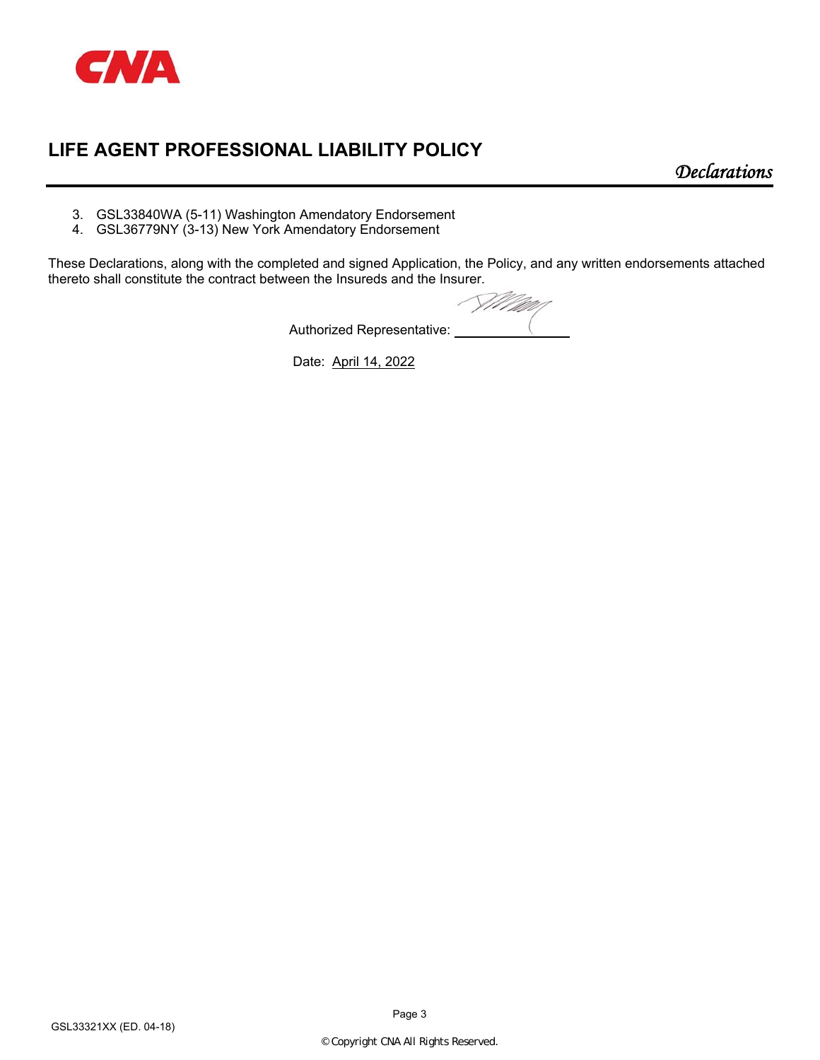# LIFE AGENT PROFESSIONAL LIABILITY POLICY

*Declarations*

3. GSL33840WA (5-11) Washington Amendatory Endorsement
4. GSL36779NY (3-13) New York Amendatory Endorsement

These Declarations, along with the completed and signed Application, the Policy, and any written endorsements attached thereto shall constitute the contract between the Insureds and the Insurer.

Authorized Representative: ________________

Date: April 14, 2022

GSL33321XX (ED. 04-18)

© Copyright CNA All Rights Reserved.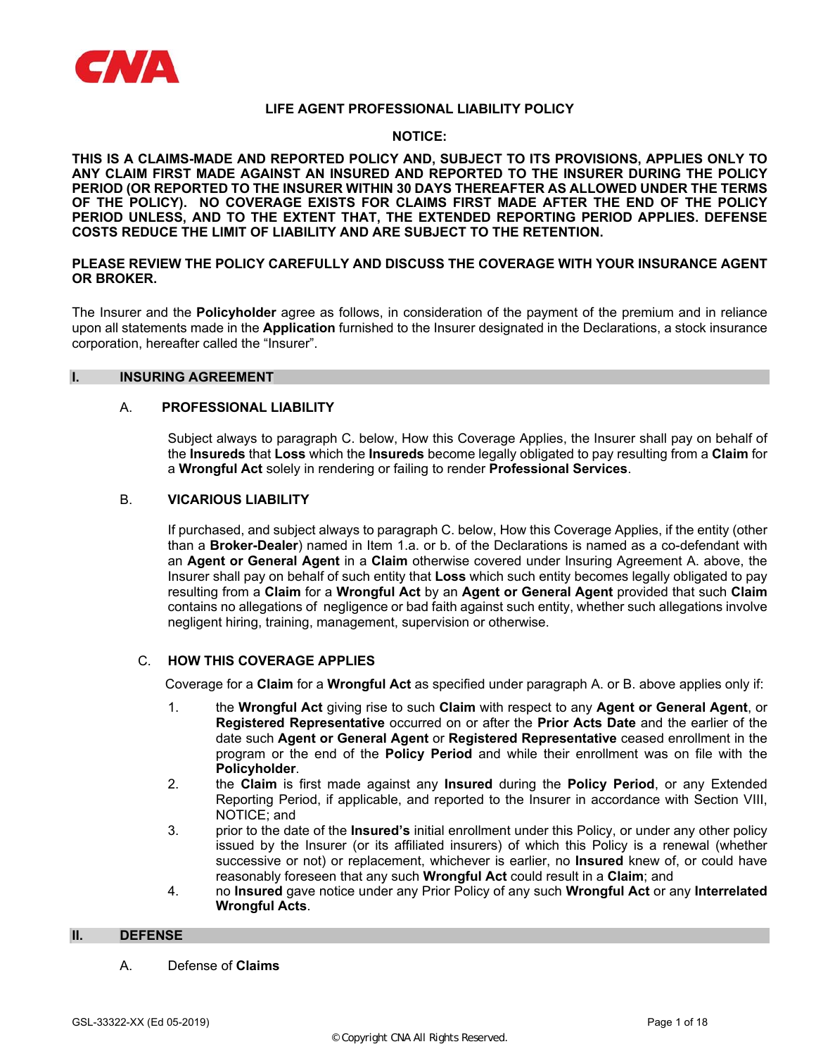# LIFE AGENT PROFESSIONAL LIABILITY POLICY

**NOTICE:**

**THIS IS A CLAIMS-MADE AND REPORTED POLICY AND, SUBJECT TO ITS PROVISIONS, APPLIES ONLY TO ANY CLAIM FIRST MADE AGAINST AN INSURED AND REPORTED TO THE INSURER DURING THE POLICY PERIOD (OR REPORTED TO THE INSURER WITHIN 30 DAYS THEREAFTER AS ALLOWED UNDER THE TERMS OF THE POLICY). NO COVERAGE EXISTS FOR CLAIMS FIRST MADE AFTER THE END OF THE POLICY PERIOD UNLESS, AND TO THE EXTENT THAT, THE EXTENDED REPORTING PERIOD APPLIES. DEFENSE COSTS REDUCE THE LIMIT OF LIABILITY AND ARE SUBJECT TO THE RETENTION.**

**PLEASE REVIEW THE POLICY CAREFULLY AND DISCUSS THE COVERAGE WITH YOUR INSURANCE AGENT OR BROKER.**

The Insurer and the **Policyholder** agree as follows, in consideration of the payment of the premium and in reliance upon all statements made in the **Application** furnished to the Insurer designated in the Declarations, a stock insurance corporation, hereafter called the "Insurer".

## I. INSURING AGREEMENT

### A. PROFESSIONAL LIABILITY

Subject always to paragraph C. below, How this Coverage Applies, the Insurer shall pay on behalf of the **Insureds** that **Loss** which the **Insureds** become legally obligated to pay resulting from a **Claim** for a **Wrongful Act** solely in rendering or failing to render **Professional Services**.

### B. VICARIOUS LIABILITY

If purchased, and subject always to paragraph C. below, How this Coverage Applies, if the entity (other than a **Broker-Dealer**) named in Item 1.a. or b. of the Declarations is named as a co-defendant with an **Agent or General Agent** in a **Claim** otherwise covered under Insuring Agreement A. above, the Insurer shall pay on behalf of such entity that **Loss** which such entity becomes legally obligated to pay resulting from a **Claim** for a **Wrongful Act** by an **Agent or General Agent** provided that such **Claim** contains no allegations of negligence or bad faith against such entity, whether such allegations involve negligent hiring, training, management, supervision or otherwise.

### C. HOW THIS COVERAGE APPLIES

Coverage for a **Claim** for a **Wrongful Act** as specified under paragraph A. or B. above applies only if:

1. the **Wrongful Act** giving rise to such **Claim** with respect to any **Agent or General Agent**, or **Registered Representative** occurred on or after the **Prior Acts Date** and the earlier of the date such **Agent or General Agent** or **Registered Representative** ceased enrollment in the program or the end of the **Policy Period** and while their enrollment was on file with the **Policyholder**.
2. the **Claim** is first made against any **Insured** during the **Policy Period**, or any Extended Reporting Period, if applicable, and reported to the Insurer in accordance with Section VIII, NOTICE; and
3. prior to the date of the **Insured's** initial enrollment under this Policy, or under any other policy issued by the Insurer (or its affiliated insurers) of which this Policy is a renewal (whether successive or not) or replacement, whichever is earlier, no **Insured** knew of, or could have reasonably foreseen that any such **Wrongful Act** could result in a **Claim**; and
4. no **Insured** gave notice under any Prior Policy of any such **Wrongful Act** or any **Interrelated Wrongful Acts**.

## II. DEFENSE

A. Defense of **Claims**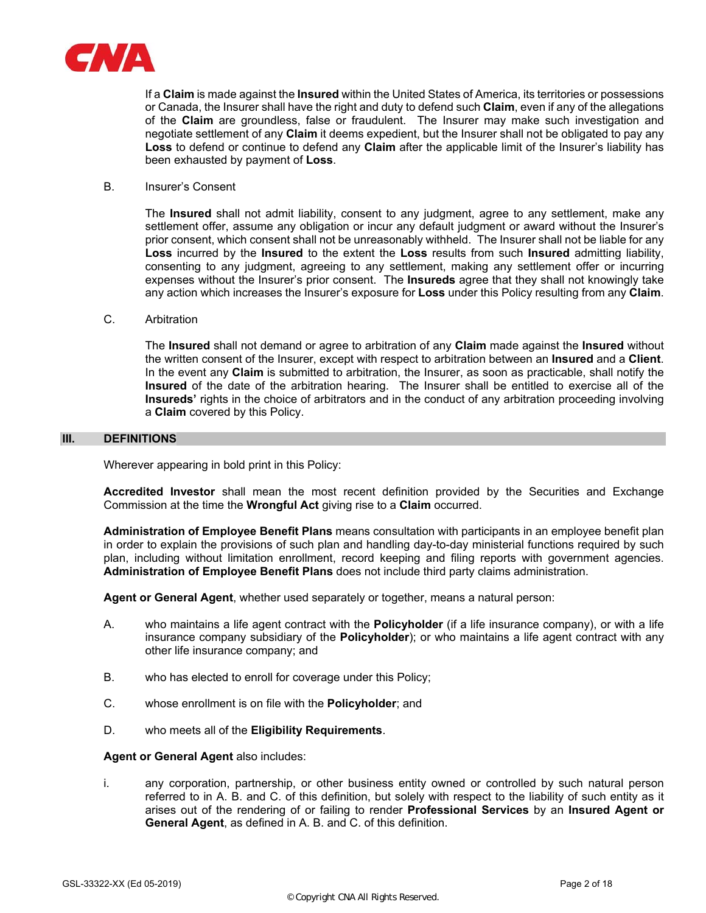If a **Claim** is made against the **Insured** within the United States of America, its territories or possessions or Canada, the Insurer shall have the right and duty to defend such **Claim**, even if any of the allegations of the **Claim** are groundless, false or fraudulent. The Insurer may make such investigation and negotiate settlement of any **Claim** it deems expedient, but the Insurer shall not be obligated to pay any **Loss** to defend or continue to defend any **Claim** after the applicable limit of the Insurer's liability has been exhausted by payment of **Loss**.

B. Insurer's Consent

The **Insured** shall not admit liability, consent to any judgment, agree to any settlement, make any settlement offer, assume any obligation or incur any default judgment or award without the Insurer's prior consent, which consent shall not be unreasonably withheld. The Insurer shall not be liable for any **Loss** incurred by the **Insured** to the extent the **Loss** results from such **Insured** admitting liability, consenting to any judgment, agreeing to any settlement, making any settlement offer or incurring expenses without the Insurer's prior consent. The **Insureds** agree that they shall not knowingly take any action which increases the Insurer's exposure for **Loss** under this Policy resulting from any **Claim**.

C. Arbitration

The **Insured** shall not demand or agree to arbitration of any **Claim** made against the **Insured** without the written consent of the Insurer, except with respect to arbitration between an **Insured** and a **Client**. In the event any **Claim** is submitted to arbitration, the Insurer, as soon as practicable, shall notify the **Insured** of the date of the arbitration hearing. The Insurer shall be entitled to exercise all of the **Insureds'** rights in the choice of arbitrators and in the conduct of any arbitration proceeding involving a **Claim** covered by this Policy.

## III. DEFINITIONS

Wherever appearing in bold print in this Policy:

**Accredited Investor** shall mean the most recent definition provided by the Securities and Exchange Commission at the time the **Wrongful Act** giving rise to a **Claim** occurred.

**Administration of Employee Benefit Plans** means consultation with participants in an employee benefit plan in order to explain the provisions of such plan and handling day-to-day ministerial functions required by such plan, including without limitation enrollment, record keeping and filing reports with government agencies. **Administration of Employee Benefit Plans** does not include third party claims administration.

**Agent or General Agent**, whether used separately or together, means a natural person:

A. who maintains a life agent contract with the **Policyholder** (if a life insurance company), or with a life insurance company subsidiary of the **Policyholder**); or who maintains a life agent contract with any other life insurance company; and

B. who has elected to enroll for coverage under this Policy;

C. whose enrollment is on file with the **Policyholder**; and

D. who meets all of the **Eligibility Requirements**.

**Agent or General Agent** also includes:

i. any corporation, partnership, or other business entity owned or controlled by such natural person referred to in A. B. and C. of this definition, but solely with respect to the liability of such entity as it arises out of the rendering of or failing to render **Professional Services** by an **Insured Agent or General Agent**, as defined in A. B. and C. of this definition.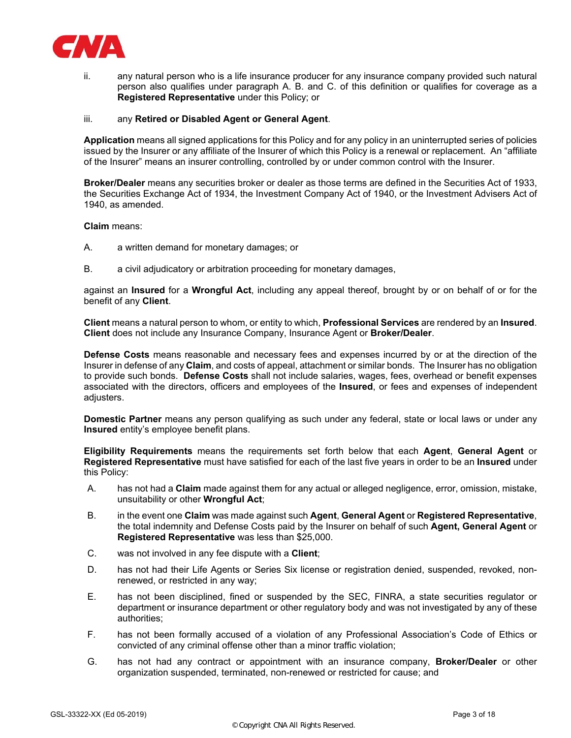ii. any natural person who is a life insurance producer for any insurance company provided such natural person also qualifies under paragraph A. B. and C. of this definition or qualifies for coverage as a **Registered Representative** under this Policy; or

iii. any **Retired or Disabled Agent or General Agent**.

**Application** means all signed applications for this Policy and for any policy in an uninterrupted series of policies issued by the Insurer or any affiliate of the Insurer of which this Policy is a renewal or replacement. An "affiliate of the Insurer" means an insurer controlling, controlled by or under common control with the Insurer.

**Broker/Dealer** means any securities broker or dealer as those terms are defined in the Securities Act of 1933, the Securities Exchange Act of 1934, the Investment Company Act of 1940, or the Investment Advisers Act of 1940, as amended.

**Claim** means:

A. a written demand for monetary damages; or

B. a civil adjudicatory or arbitration proceeding for monetary damages,

against an **Insured** for a **Wrongful Act**, including any appeal thereof, brought by or on behalf of or for the benefit of any **Client**.

**Client** means a natural person to whom, or entity to which, **Professional Services** are rendered by an **Insured**. **Client** does not include any Insurance Company, Insurance Agent or **Broker/Dealer**.

**Defense Costs** means reasonable and necessary fees and expenses incurred by or at the direction of the Insurer in defense of any **Claim**, and costs of appeal, attachment or similar bonds. The Insurer has no obligation to provide such bonds. **Defense Costs** shall not include salaries, wages, fees, overhead or benefit expenses associated with the directors, officers and employees of the **Insured**, or fees and expenses of independent adjusters.

**Domestic Partner** means any person qualifying as such under any federal, state or local laws or under any **Insured** entity's employee benefit plans.

**Eligibility Requirements** means the requirements set forth below that each **Agent**, **General Agent** or **Registered Representative** must have satisfied for each of the last five years in order to be an **Insured** under this Policy:

A. has not had a **Claim** made against them for any actual or alleged negligence, error, omission, mistake, unsuitability or other **Wrongful Act**;

B. in the event one **Claim** was made against such **Agent**, **General Agent** or **Registered Representative**, the total indemnity and Defense Costs paid by the Insurer on behalf of such **Agent, General Agent** or **Registered Representative** was less than $25,000.

C. was not involved in any fee dispute with a **Client**;

D. has not had their Life Agents or Series Six license or registration denied, suspended, revoked, non-renewed, or restricted in any way;

E. has not been disciplined, fined or suspended by the SEC, FINRA, a state securities regulator or department or insurance department or other regulatory body and was not investigated by any of these authorities;

F. has not been formally accused of a violation of any Professional Association's Code of Ethics or convicted of any criminal offense other than a minor traffic violation;

G. has not had any contract or appointment with an insurance company, **Broker/Dealer** or other organization suspended, terminated, non-renewed or restricted for cause; and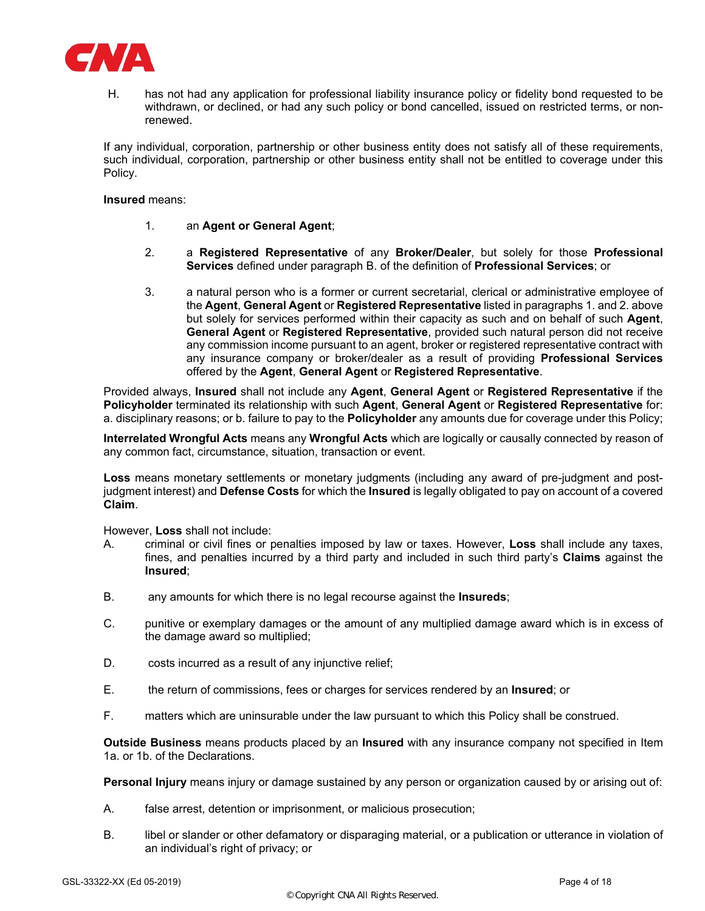H. has not had any application for professional liability insurance policy or fidelity bond requested to be withdrawn, or declined, or had any such policy or bond cancelled, issued on restricted terms, or non-renewed.

If any individual, corporation, partnership or other business entity does not satisfy all of these requirements, such individual, corporation, partnership or other business entity shall not be entitled to coverage under this Policy.

**Insured** means:

1. an **Agent or General Agent**;

2. a **Registered Representative** of any **Broker/Dealer**, but solely for those **Professional Services** defined under paragraph B. of the definition of **Professional Services**; or

3. a natural person who is a former or current secretarial, clerical or administrative employee of the **Agent**, **General Agent** or **Registered Representative** listed in paragraphs 1. and 2. above but solely for services performed within their capacity as such and on behalf of such **Agent**, **General Agent** or **Registered Representative**, provided such natural person did not receive any commission income pursuant to an agent, broker or registered representative contract with any insurance company or broker/dealer as a result of providing **Professional Services** offered by the **Agent**, **General Agent** or **Registered Representative**.

Provided always, **Insured** shall not include any **Agent**, **General Agent** or **Registered Representative** if the **Policyholder** terminated its relationship with such **Agent**, **General Agent** or **Registered Representative** for: a. disciplinary reasons; or b. failure to pay to the **Policyholder** any amounts due for coverage under this Policy;

**Interrelated Wrongful Acts** means any **Wrongful Acts** which are logically or causally connected by reason of any common fact, circumstance, situation, transaction or event.

**Loss** means monetary settlements or monetary judgments (including any award of pre-judgment and post-judgment interest) and **Defense Costs** for which the **Insured** is legally obligated to pay on account of a covered **Claim**.

However, **Loss** shall not include:

A. criminal or civil fines or penalties imposed by law or taxes. However, **Loss** shall include any taxes, fines, and penalties incurred by a third party and included in such third party's **Claims** against the **Insured**;

B. any amounts for which there is no legal recourse against the **Insureds**;

C. punitive or exemplary damages or the amount of any multiplied damage award which is in excess of the damage award so multiplied;

D. costs incurred as a result of any injunctive relief;

E. the return of commissions, fees or charges for services rendered by an **Insured**; or

F. matters which are uninsurable under the law pursuant to which this Policy shall be construed.

**Outside Business** means products placed by an **Insured** with any insurance company not specified in Item 1a. or 1b. of the Declarations.

**Personal Injury** means injury or damage sustained by any person or organization caused by or arising out of:

A. false arrest, detention or imprisonment, or malicious prosecution;

B. libel or slander or other defamatory or disparaging material, or a publication or utterance in violation of an individual's right of privacy; or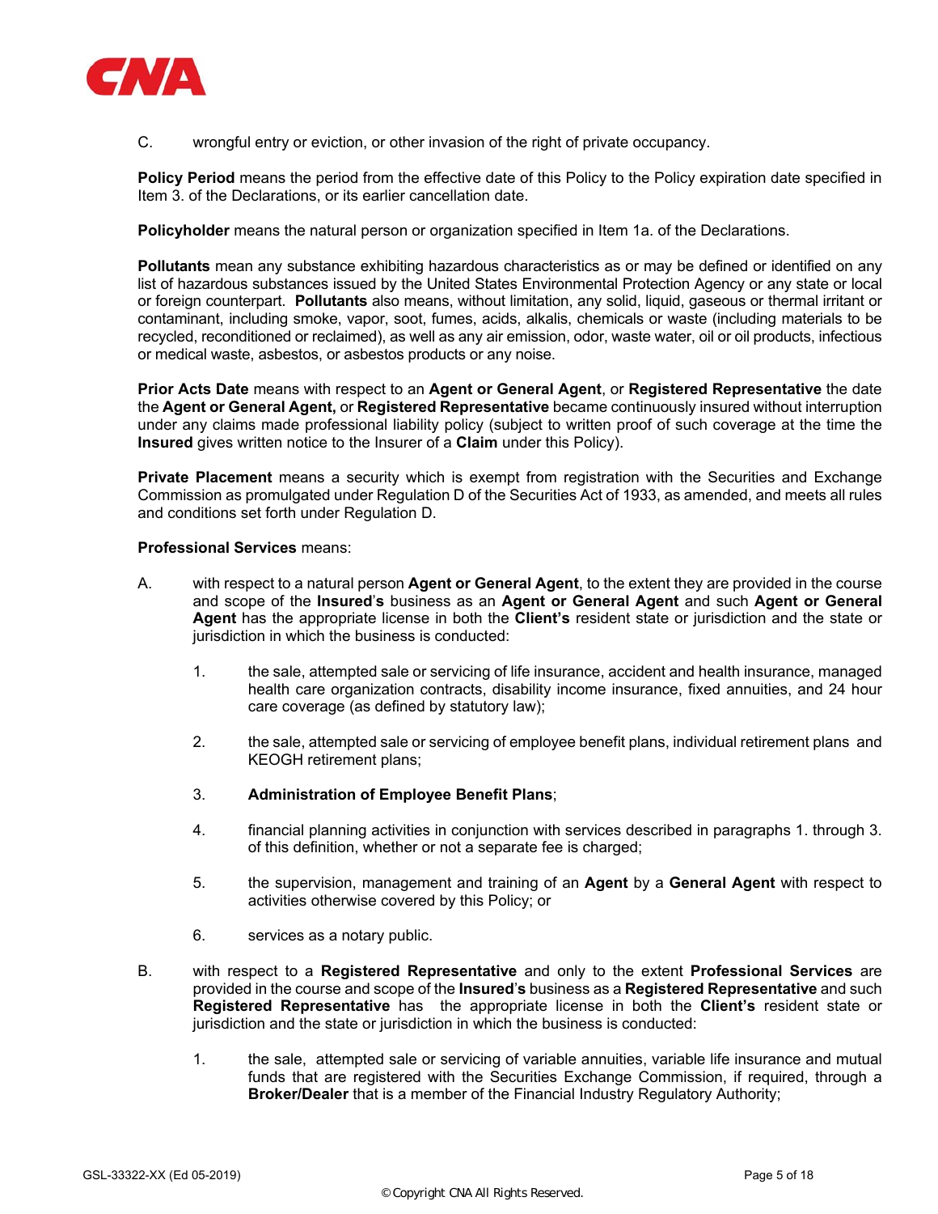C. wrongful entry or eviction, or other invasion of the right of private occupancy.

**Policy Period** means the period from the effective date of this Policy to the Policy expiration date specified in Item 3. of the Declarations, or its earlier cancellation date.

**Policyholder** means the natural person or organization specified in Item 1a. of the Declarations.

**Pollutants** mean any substance exhibiting hazardous characteristics as or may be defined or identified on any list of hazardous substances issued by the United States Environmental Protection Agency or any state or local or foreign counterpart. **Pollutants** also means, without limitation, any solid, liquid, gaseous or thermal irritant or contaminant, including smoke, vapor, soot, fumes, acids, alkalis, chemicals or waste (including materials to be recycled, reconditioned or reclaimed), as well as any air emission, odor, waste water, oil or oil products, infectious or medical waste, asbestos, or asbestos products or any noise.

**Prior Acts Date** means with respect to an **Agent or General Agent**, or **Registered Representative** the date the **Agent or General Agent,** or **Registered Representative** became continuously insured without interruption under any claims made professional liability policy (subject to written proof of such coverage at the time the **Insured** gives written notice to the Insurer of a **Claim** under this Policy).

**Private Placement** means a security which is exempt from registration with the Securities and Exchange Commission as promulgated under Regulation D of the Securities Act of 1933, as amended, and meets all rules and conditions set forth under Regulation D.

**Professional Services** means:

A. with respect to a natural person **Agent or General Agent**, to the extent they are provided in the course and scope of the **Insured**'**s** business as an **Agent or General Agent** and such **Agent or General Agent** has the appropriate license in both the **Client's** resident state or jurisdiction and the state or jurisdiction in which the business is conducted:

   1. the sale, attempted sale or servicing of life insurance, accident and health insurance, managed health care organization contracts, disability income insurance, fixed annuities, and 24 hour care coverage (as defined by statutory law);

   2. the sale, attempted sale or servicing of employee benefit plans, individual retirement plans and KEOGH retirement plans;

   3. **Administration of Employee Benefit Plans**;

   4. financial planning activities in conjunction with services described in paragraphs 1. through 3. of this definition, whether or not a separate fee is charged;

   5. the supervision, management and training of an **Agent** by a **General Agent** with respect to activities otherwise covered by this Policy; or

   6. services as a notary public.

B. with respect to a **Registered Representative** and only to the extent **Professional Services** are provided in the course and scope of the **Insured**'**s** business as a **Registered Representative** and such **Registered Representative** has the appropriate license in both the **Client's** resident state or jurisdiction and the state or jurisdiction in which the business is conducted:

   1. the sale, attempted sale or servicing of variable annuities, variable life insurance and mutual funds that are registered with the Securities Exchange Commission, if required, through a **Broker/Dealer** that is a member of the Financial Industry Regulatory Authority;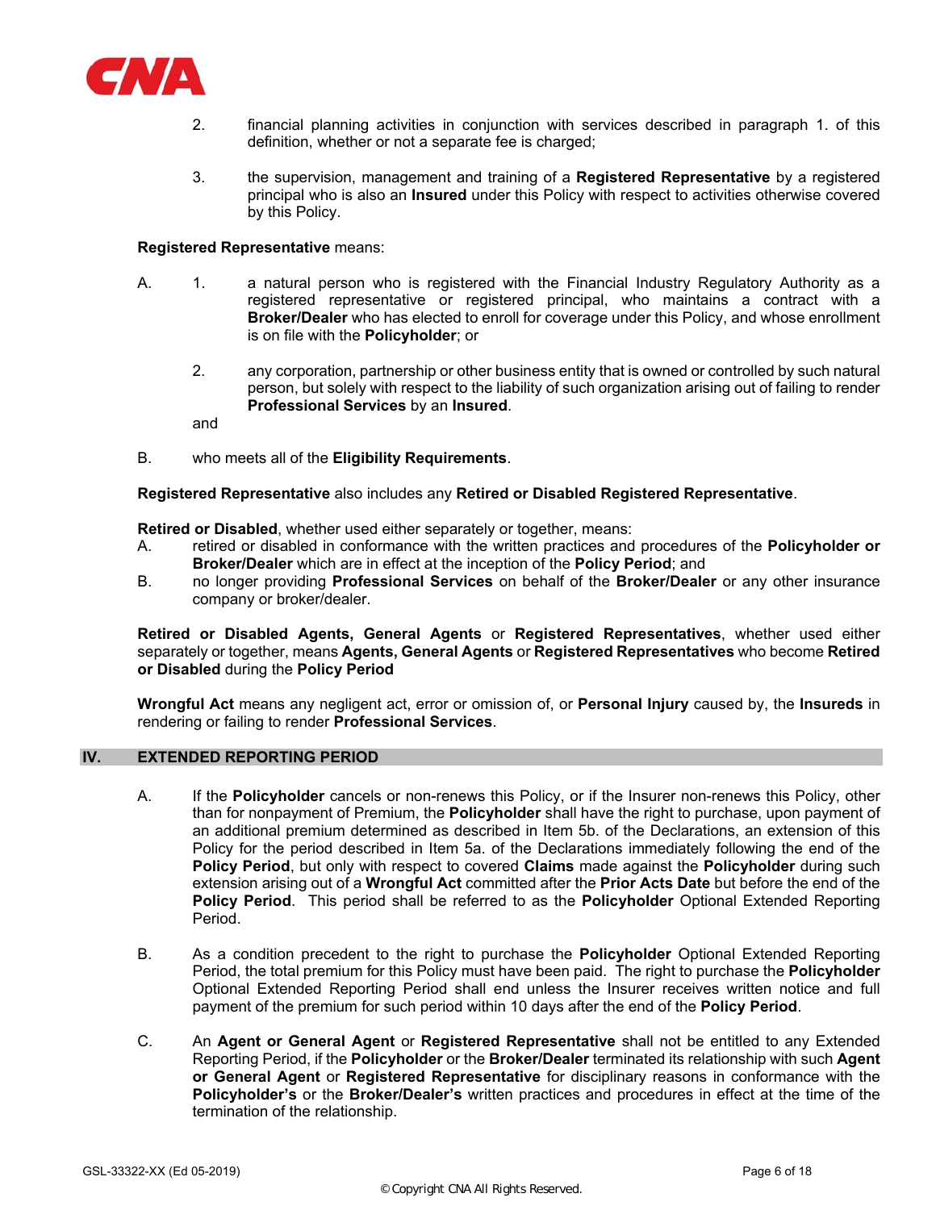2. financial planning activities in conjunction with services described in paragraph 1. of this definition, whether or not a separate fee is charged;

3. the supervision, management and training of a **Registered Representative** by a registered principal who is also an **Insured** under this Policy with respect to activities otherwise covered by this Policy.

**Registered Representative** means:

A. 1. a natural person who is registered with the Financial Industry Regulatory Authority as a registered representative or registered principal, who maintains a contract with a **Broker/Dealer** who has elected to enroll for coverage under this Policy, and whose enrollment is on file with the **Policyholder**; or

2. any corporation, partnership or other business entity that is owned or controlled by such natural person, but solely with respect to the liability of such organization arising out of failing to render **Professional Services** by an **Insured**.

and

B. who meets all of the **Eligibility Requirements**.

**Registered Representative** also includes any **Retired or Disabled Registered Representative**.

**Retired or Disabled**, whether used either separately or together, means:

A. retired or disabled in conformance with the written practices and procedures of the **Policyholder or Broker/Dealer** which are in effect at the inception of the **Policy Period**; and

B. no longer providing **Professional Services** on behalf of the **Broker/Dealer** or any other insurance company or broker/dealer.

**Retired or Disabled Agents, General Agents** or **Registered Representatives**, whether used either separately or together, means **Agents, General Agents** or **Registered Representatives** who become **Retired or Disabled** during the **Policy Period**

**Wrongful Act** means any negligent act, error or omission of, or **Personal Injury** caused by, the **Insureds** in rendering or failing to render **Professional Services**.

## IV. EXTENDED REPORTING PERIOD

A. If the **Policyholder** cancels or non-renews this Policy, or if the Insurer non-renews this Policy, other than for nonpayment of Premium, the **Policyholder** shall have the right to purchase, upon payment of an additional premium determined as described in Item 5b. of the Declarations, an extension of this Policy for the period described in Item 5a. of the Declarations immediately following the end of the **Policy Period**, but only with respect to covered **Claims** made against the **Policyholder** during such extension arising out of a **Wrongful Act** committed after the **Prior Acts Date** but before the end of the **Policy Period**. This period shall be referred to as the **Policyholder** Optional Extended Reporting Period.

B. As a condition precedent to the right to purchase the **Policyholder** Optional Extended Reporting Period, the total premium for this Policy must have been paid. The right to purchase the **Policyholder** Optional Extended Reporting Period shall end unless the Insurer receives written notice and full payment of the premium for such period within 10 days after the end of the **Policy Period**.

C. An **Agent or General Agent** or **Registered Representative** shall not be entitled to any Extended Reporting Period, if the **Policyholder** or the **Broker/Dealer** terminated its relationship with such **Agent or General Agent** or **Registered Representative** for disciplinary reasons in conformance with the **Policyholder's** or the **Broker/Dealer's** written practices and procedures in effect at the time of the termination of the relationship.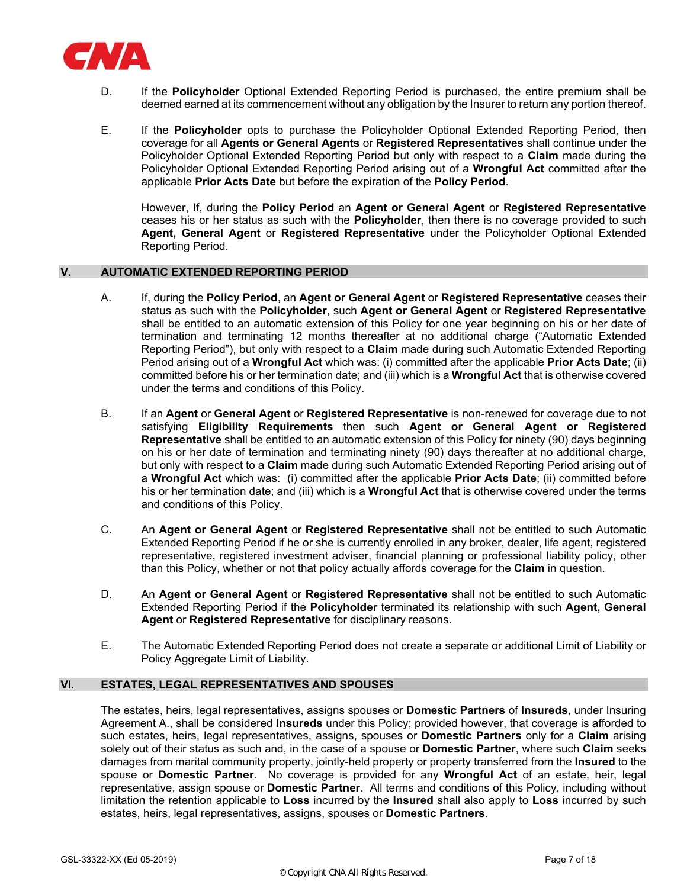D. If the **Policyholder** Optional Extended Reporting Period is purchased, the entire premium shall be deemed earned at its commencement without any obligation by the Insurer to return any portion thereof.

E. If the **Policyholder** opts to purchase the Policyholder Optional Extended Reporting Period, then coverage for all **Agents or General Agents** or **Registered Representatives** shall continue under the Policyholder Optional Extended Reporting Period but only with respect to a **Claim** made during the Policyholder Optional Extended Reporting Period arising out of a **Wrongful Act** committed after the applicable **Prior Acts Date** but before the expiration of the **Policy Period**.

However, If, during the **Policy Period** an **Agent or General Agent** or **Registered Representative** ceases his or her status as such with the **Policyholder**, then there is no coverage provided to such **Agent, General Agent** or **Registered Representative** under the Policyholder Optional Extended Reporting Period.

## V. AUTOMATIC EXTENDED REPORTING PERIOD

A. If, during the **Policy Period**, an **Agent or General Agent** or **Registered Representative** ceases their status as such with the **Policyholder**, such **Agent or General Agent** or **Registered Representative** shall be entitled to an automatic extension of this Policy for one year beginning on his or her date of termination and terminating 12 months thereafter at no additional charge ("Automatic Extended Reporting Period"), but only with respect to a **Claim** made during such Automatic Extended Reporting Period arising out of a **Wrongful Act** which was: (i) committed after the applicable **Prior Acts Date**; (ii) committed before his or her termination date; and (iii) which is a **Wrongful Act** that is otherwise covered under the terms and conditions of this Policy.

B. If an **Agent** or **General Agent** or **Registered Representative** is non-renewed for coverage due to not satisfying **Eligibility Requirements** then such **Agent or General Agent or Registered Representative** shall be entitled to an automatic extension of this Policy for ninety (90) days beginning on his or her date of termination and terminating ninety (90) days thereafter at no additional charge, but only with respect to a **Claim** made during such Automatic Extended Reporting Period arising out of a **Wrongful Act** which was: (i) committed after the applicable **Prior Acts Date**; (ii) committed before his or her termination date; and (iii) which is a **Wrongful Act** that is otherwise covered under the terms and conditions of this Policy.

C. An **Agent or General Agent** or **Registered Representative** shall not be entitled to such Automatic Extended Reporting Period if he or she is currently enrolled in any broker, dealer, life agent, registered representative, registered investment adviser, financial planning or professional liability policy, other than this Policy, whether or not that policy actually affords coverage for the **Claim** in question.

D. An **Agent or General Agent** or **Registered Representative** shall not be entitled to such Automatic Extended Reporting Period if the **Policyholder** terminated its relationship with such **Agent, General Agent** or **Registered Representative** for disciplinary reasons.

E. The Automatic Extended Reporting Period does not create a separate or additional Limit of Liability or Policy Aggregate Limit of Liability.

## VI. ESTATES, LEGAL REPRESENTATIVES AND SPOUSES

The estates, heirs, legal representatives, assigns spouses or **Domestic Partners** of **Insureds**, under Insuring Agreement A., shall be considered **Insureds** under this Policy; provided however, that coverage is afforded to such estates, heirs, legal representatives, assigns, spouses or **Domestic Partners** only for a **Claim** arising solely out of their status as such and, in the case of a spouse or **Domestic Partner**, where such **Claim** seeks damages from marital community property, jointly-held property or property transferred from the **Insured** to the spouse or **Domestic Partner**. No coverage is provided for any **Wrongful Act** of an estate, heir, legal representative, assign spouse or **Domestic Partner**. All terms and conditions of this Policy, including without limitation the retention applicable to **Loss** incurred by the **Insured** shall also apply to **Loss** incurred by such estates, heirs, legal representatives, assigns, spouses or **Domestic Partners**.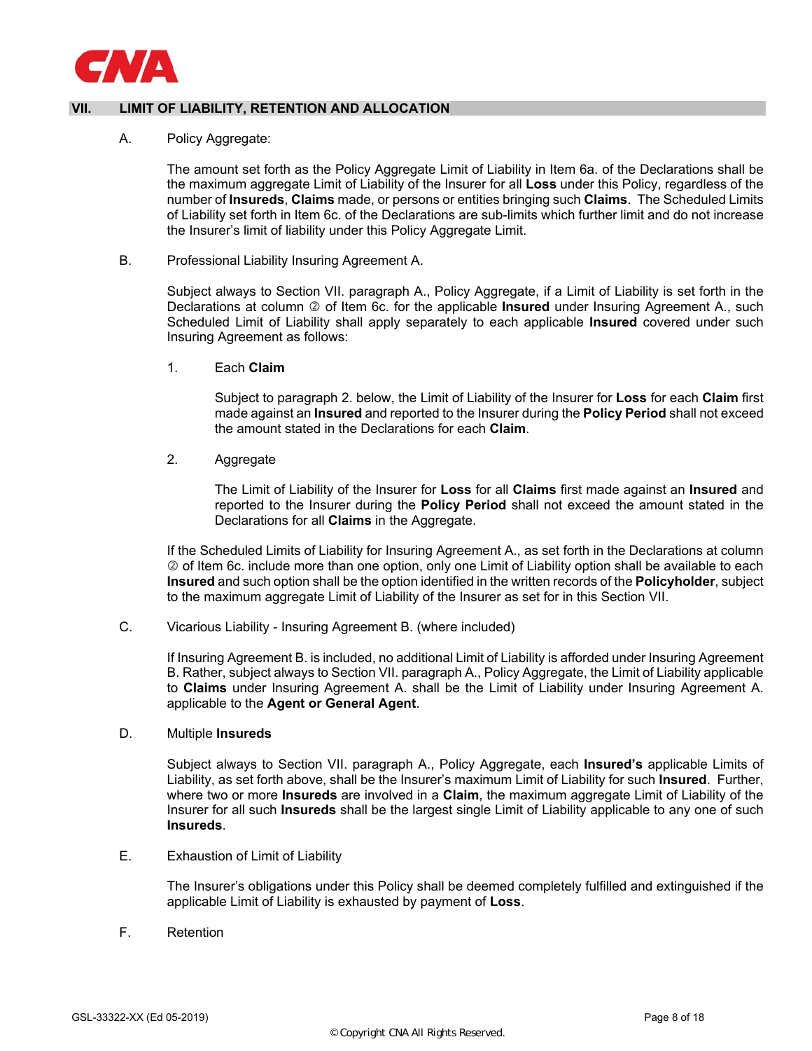## VII. LIMIT OF LIABILITY, RETENTION AND ALLOCATION

A. Policy Aggregate:

The amount set forth as the Policy Aggregate Limit of Liability in Item 6a. of the Declarations shall be the maximum aggregate Limit of Liability of the Insurer for all **Loss** under this Policy, regardless of the number of **Insureds**, **Claims** made, or persons or entities bringing such **Claims**. The Scheduled Limits of Liability set forth in Item 6c. of the Declarations are sub-limits which further limit and do not increase the Insurer's limit of liability under this Policy Aggregate Limit.

B. Professional Liability Insuring Agreement A.

Subject always to Section VII. paragraph A., Policy Aggregate, if a Limit of Liability is set forth in the Declarations at column ② of Item 6c. for the applicable **Insured** under Insuring Agreement A., such Scheduled Limit of Liability shall apply separately to each applicable **Insured** covered under such Insuring Agreement as follows:

1. Each **Claim**

   Subject to paragraph 2. below, the Limit of Liability of the Insurer for **Loss** for each **Claim** first made against an **Insured** and reported to the Insurer during the **Policy Period** shall not exceed the amount stated in the Declarations for each **Claim**.

2. Aggregate

   The Limit of Liability of the Insurer for **Loss** for all **Claims** first made against an **Insured** and reported to the Insurer during the **Policy Period** shall not exceed the amount stated in the Declarations for all **Claims** in the Aggregate.

If the Scheduled Limits of Liability for Insuring Agreement A., as set forth in the Declarations at column ② of Item 6c. include more than one option, only one Limit of Liability option shall be available to each **Insured** and such option shall be the option identified in the written records of the **Policyholder**, subject to the maximum aggregate Limit of Liability of the Insurer as set for in this Section VII.

C. Vicarious Liability - Insuring Agreement B. (where included)

If Insuring Agreement B. is included, no additional Limit of Liability is afforded under Insuring Agreement B. Rather, subject always to Section VII. paragraph A., Policy Aggregate, the Limit of Liability applicable to **Claims** under Insuring Agreement A. shall be the Limit of Liability under Insuring Agreement A. applicable to the **Agent or General Agent**.

D. Multiple **Insureds**

Subject always to Section VII. paragraph A., Policy Aggregate, each **Insured's** applicable Limits of Liability, as set forth above, shall be the Insurer's maximum Limit of Liability for such **Insured**. Further, where two or more **Insureds** are involved in a **Claim**, the maximum aggregate Limit of Liability of the Insurer for all such **Insureds** shall be the largest single Limit of Liability applicable to any one of such **Insureds**.

E. Exhaustion of Limit of Liability

The Insurer's obligations under this Policy shall be deemed completely fulfilled and extinguished if the applicable Limit of Liability is exhausted by payment of **Loss**.

F. Retention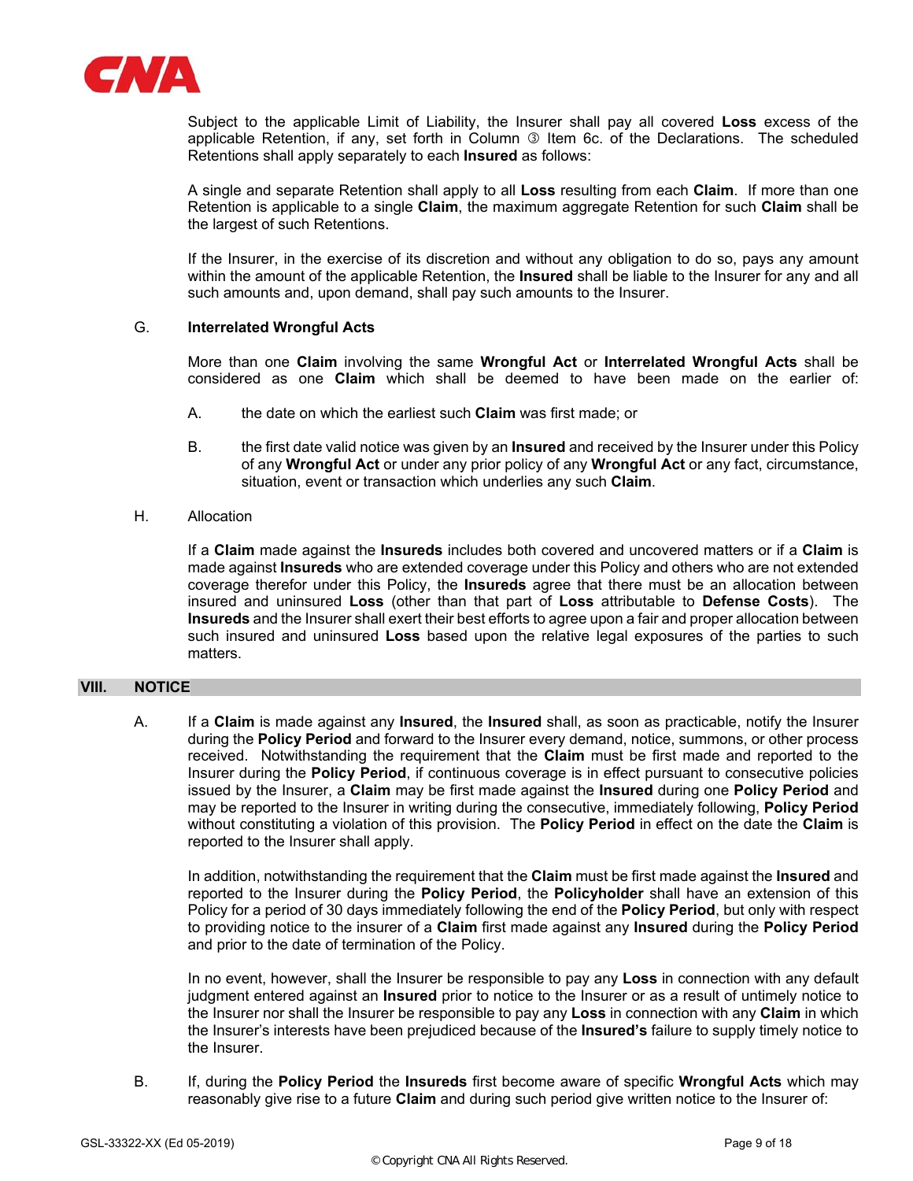Subject to the applicable Limit of Liability, the Insurer shall pay all covered **Loss** excess of the applicable Retention, if any, set forth in Column ③ Item 6c. of the Declarations. The scheduled Retentions shall apply separately to each **Insured** as follows:

A single and separate Retention shall apply to all **Loss** resulting from each **Claim**. If more than one Retention is applicable to a single **Claim**, the maximum aggregate Retention for such **Claim** shall be the largest of such Retentions.

If the Insurer, in the exercise of its discretion and without any obligation to do so, pays any amount within the amount of the applicable Retention, the **Insured** shall be liable to the Insurer for any and all such amounts and, upon demand, shall pay such amounts to the Insurer.

G. **Interrelated Wrongful Acts**

More than one **Claim** involving the same **Wrongful Act** or **Interrelated Wrongful Acts** shall be considered as one **Claim** which shall be deemed to have been made on the earlier of:

A. the date on which the earliest such **Claim** was first made; or

B. the first date valid notice was given by an **Insured** and received by the Insurer under this Policy of any **Wrongful Act** or under any prior policy of any **Wrongful Act** or any fact, circumstance, situation, event or transaction which underlies any such **Claim**.

H. Allocation

If a **Claim** made against the **Insureds** includes both covered and uncovered matters or if a **Claim** is made against **Insureds** who are extended coverage under this Policy and others who are not extended coverage therefor under this Policy, the **Insureds** agree that there must be an allocation between insured and uninsured **Loss** (other than that part of **Loss** attributable to **Defense Costs**). The **Insureds** and the Insurer shall exert their best efforts to agree upon a fair and proper allocation between such insured and uninsured **Loss** based upon the relative legal exposures of the parties to such matters.

## VIII. NOTICE

A. If a **Claim** is made against any **Insured**, the **Insured** shall, as soon as practicable, notify the Insurer during the **Policy Period** and forward to the Insurer every demand, notice, summons, or other process received. Notwithstanding the requirement that the **Claim** must be first made and reported to the Insurer during the **Policy Period**, if continuous coverage is in effect pursuant to consecutive policies issued by the Insurer, a **Claim** may be first made against the **Insured** during one **Policy Period** and may be reported to the Insurer in writing during the consecutive, immediately following, **Policy Period** without constituting a violation of this provision. The **Policy Period** in effect on the date the **Claim** is reported to the Insurer shall apply.

In addition, notwithstanding the requirement that the **Claim** must be first made against the **Insured** and reported to the Insurer during the **Policy Period**, the **Policyholder** shall have an extension of this Policy for a period of 30 days immediately following the end of the **Policy Period**, but only with respect to providing notice to the insurer of a **Claim** first made against any **Insured** during the **Policy Period** and prior to the date of termination of the Policy.

In no event, however, shall the Insurer be responsible to pay any **Loss** in connection with any default judgment entered against an **Insured** prior to notice to the Insurer or as a result of untimely notice to the Insurer nor shall the Insurer be responsible to pay any **Loss** in connection with any **Claim** in which the Insurer's interests have been prejudiced because of the **Insured's** failure to supply timely notice to the Insurer.

B. If, during the **Policy Period** the **Insureds** first become aware of specific **Wrongful Acts** which may reasonably give rise to a future **Claim** and during such period give written notice to the Insurer of: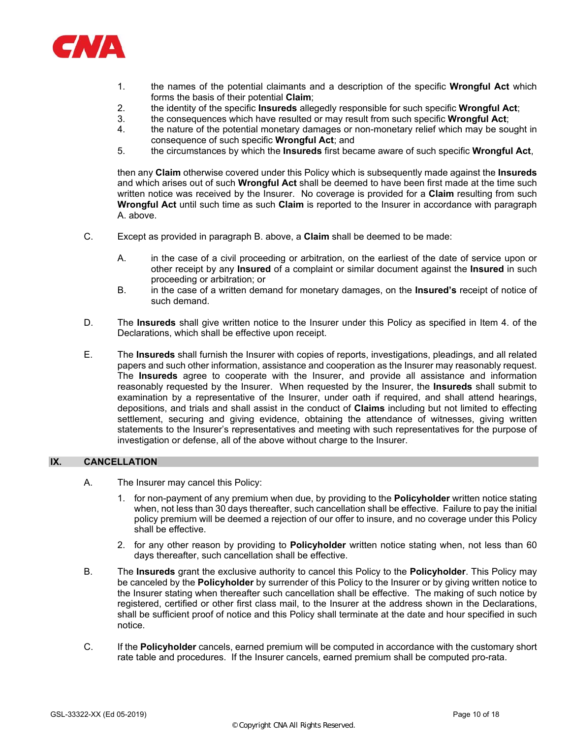1. the names of the potential claimants and a description of the specific **Wrongful Act** which forms the basis of their potential **Claim**;
2. the identity of the specific **Insureds** allegedly responsible for such specific **Wrongful Act**;
3. the consequences which have resulted or may result from such specific **Wrongful Act**;
4. the nature of the potential monetary damages or non-monetary relief which may be sought in consequence of such specific **Wrongful Act**; and
5. the circumstances by which the **Insureds** first became aware of such specific **Wrongful Act**,

then any **Claim** otherwise covered under this Policy which is subsequently made against the **Insureds** and which arises out of such **Wrongful Act** shall be deemed to have been first made at the time such written notice was received by the Insurer. No coverage is provided for a **Claim** resulting from such **Wrongful Act** until such time as such **Claim** is reported to the Insurer in accordance with paragraph A. above.

C. Except as provided in paragraph B. above, a **Claim** shall be deemed to be made:

A. in the case of a civil proceeding or arbitration, on the earliest of the date of service upon or other receipt by any **Insured** of a complaint or similar document against the **Insured** in such proceeding or arbitration; or

B. in the case of a written demand for monetary damages, on the **Insured's** receipt of notice of such demand.

D. The **Insureds** shall give written notice to the Insurer under this Policy as specified in Item 4. of the Declarations, which shall be effective upon receipt.

E. The **Insureds** shall furnish the Insurer with copies of reports, investigations, pleadings, and all related papers and such other information, assistance and cooperation as the Insurer may reasonably request. The **Insureds** agree to cooperate with the Insurer, and provide all assistance and information reasonably requested by the Insurer. When requested by the Insurer, the **Insureds** shall submit to examination by a representative of the Insurer, under oath if required, and shall attend hearings, depositions, and trials and shall assist in the conduct of **Claims** including but not limited to effecting settlement, securing and giving evidence, obtaining the attendance of witnesses, giving written statements to the Insurer's representatives and meeting with such representatives for the purpose of investigation or defense, all of the above without charge to the Insurer.

## IX. CANCELLATION

A. The Insurer may cancel this Policy:

1. for non-payment of any premium when due, by providing to the **Policyholder** written notice stating when, not less than 30 days thereafter, such cancellation shall be effective. Failure to pay the initial policy premium will be deemed a rejection of our offer to insure, and no coverage under this Policy shall be effective.
2. for any other reason by providing to **Policyholder** written notice stating when, not less than 60 days thereafter, such cancellation shall be effective.

B. The **Insureds** grant the exclusive authority to cancel this Policy to the **Policyholder**. This Policy may be canceled by the **Policyholder** by surrender of this Policy to the Insurer or by giving written notice to the Insurer stating when thereafter such cancellation shall be effective. The making of such notice by registered, certified or other first class mail, to the Insurer at the address shown in the Declarations, shall be sufficient proof of notice and this Policy shall terminate at the date and hour specified in such notice.

C. If the **Policyholder** cancels, earned premium will be computed in accordance with the customary short rate table and procedures. If the Insurer cancels, earned premium shall be computed pro-rata.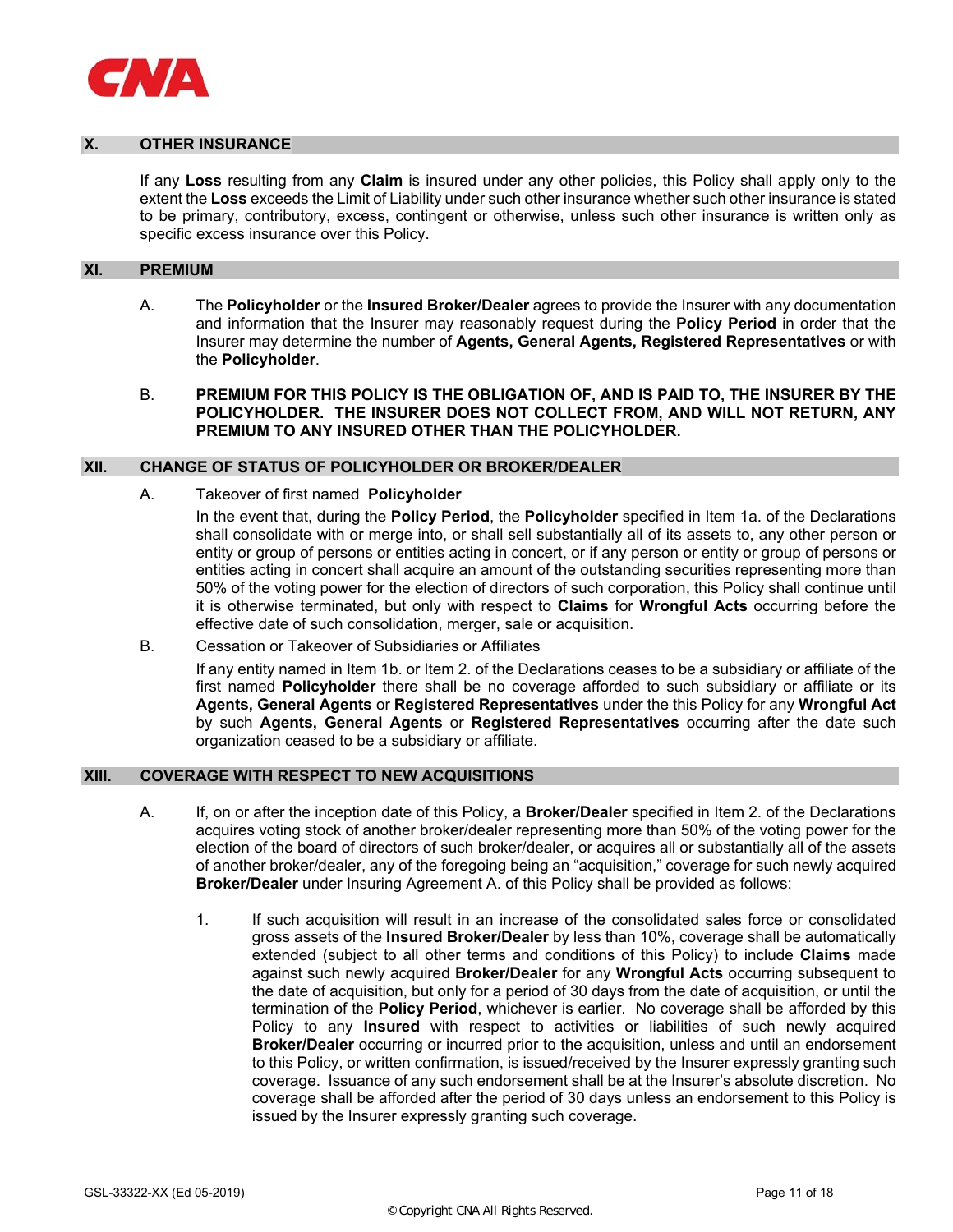## X. OTHER INSURANCE

If any **Loss** resulting from any **Claim** is insured under any other policies, this Policy shall apply only to the extent the **Loss** exceeds the Limit of Liability under such other insurance whether such other insurance is stated to be primary, contributory, excess, contingent or otherwise, unless such other insurance is written only as specific excess insurance over this Policy.

## XI. PREMIUM

A. The **Policyholder** or the **Insured Broker/Dealer** agrees to provide the Insurer with any documentation and information that the Insurer may reasonably request during the **Policy Period** in order that the Insurer may determine the number of **Agents, General Agents, Registered Representatives** or with the **Policyholder**.

B. **PREMIUM FOR THIS POLICY IS THE OBLIGATION OF, AND IS PAID TO, THE INSURER BY THE POLICYHOLDER. THE INSURER DOES NOT COLLECT FROM, AND WILL NOT RETURN, ANY PREMIUM TO ANY INSURED OTHER THAN THE POLICYHOLDER.**

## XII. CHANGE OF STATUS OF POLICYHOLDER OR BROKER/DEALER

A. Takeover of first named **Policyholder**

In the event that, during the **Policy Period**, the **Policyholder** specified in Item 1a. of the Declarations shall consolidate with or merge into, or shall sell substantially all of its assets to, any other person or entity or group of persons or entities acting in concert, or if any person or entity or group of persons or entities acting in concert shall acquire an amount of the outstanding securities representing more than 50% of the voting power for the election of directors of such corporation, this Policy shall continue until it is otherwise terminated, but only with respect to **Claims** for **Wrongful Acts** occurring before the effective date of such consolidation, merger, sale or acquisition.

B. Cessation or Takeover of Subsidiaries or Affiliates

If any entity named in Item 1b. or Item 2. of the Declarations ceases to be a subsidiary or affiliate of the first named **Policyholder** there shall be no coverage afforded to such subsidiary or affiliate or its **Agents, General Agents** or **Registered Representatives** under the this Policy for any **Wrongful Act** by such **Agents, General Agents** or **Registered Representatives** occurring after the date such organization ceased to be a subsidiary or affiliate.

## XIII. COVERAGE WITH RESPECT TO NEW ACQUISITIONS

A. If, on or after the inception date of this Policy, a **Broker/Dealer** specified in Item 2. of the Declarations acquires voting stock of another broker/dealer representing more than 50% of the voting power for the election of the board of directors of such broker/dealer, or acquires all or substantially all of the assets of another broker/dealer, any of the foregoing being an "acquisition," coverage for such newly acquired **Broker/Dealer** under Insuring Agreement A. of this Policy shall be provided as follows:

1. If such acquisition will result in an increase of the consolidated sales force or consolidated gross assets of the **Insured Broker/Dealer** by less than 10%, coverage shall be automatically extended (subject to all other terms and conditions of this Policy) to include **Claims** made against such newly acquired **Broker/Dealer** for any **Wrongful Acts** occurring subsequent to the date of acquisition, but only for a period of 30 days from the date of acquisition, or until the termination of the **Policy Period**, whichever is earlier. No coverage shall be afforded by this Policy to any **Insured** with respect to activities or liabilities of such newly acquired **Broker/Dealer** occurring or incurred prior to the acquisition, unless and until an endorsement to this Policy, or written confirmation, is issued/received by the Insurer expressly granting such coverage. Issuance of any such endorsement shall be at the Insurer's absolute discretion. No coverage shall be afforded after the period of 30 days unless an endorsement to this Policy is issued by the Insurer expressly granting such coverage.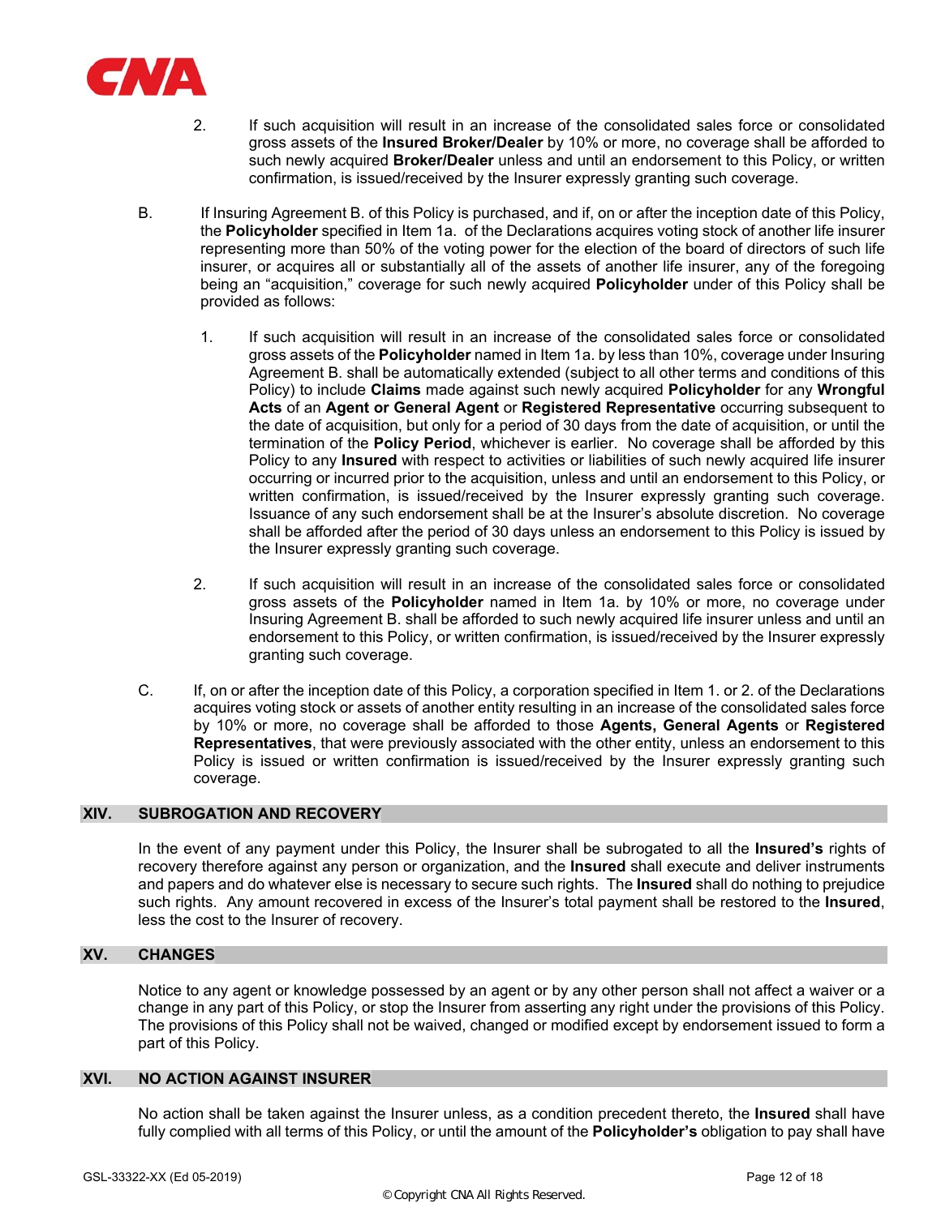2. If such acquisition will result in an increase of the consolidated sales force or consolidated gross assets of the **Insured Broker/Dealer** by 10% or more, no coverage shall be afforded to such newly acquired **Broker/Dealer** unless and until an endorsement to this Policy, or written confirmation, is issued/received by the Insurer expressly granting such coverage.

B. If Insuring Agreement B. of this Policy is purchased, and if, on or after the inception date of this Policy, the **Policyholder** specified in Item 1a. of the Declarations acquires voting stock of another life insurer representing more than 50% of the voting power for the election of the board of directors of such life insurer, or acquires all or substantially all of the assets of another life insurer, any of the foregoing being an "acquisition," coverage for such newly acquired **Policyholder** under of this Policy shall be provided as follows:

1. If such acquisition will result in an increase of the consolidated sales force or consolidated gross assets of the **Policyholder** named in Item 1a. by less than 10%, coverage under Insuring Agreement B. shall be automatically extended (subject to all other terms and conditions of this Policy) to include **Claims** made against such newly acquired **Policyholder** for any **Wrongful Acts** of an **Agent or General Agent** or **Registered Representative** occurring subsequent to the date of acquisition, but only for a period of 30 days from the date of acquisition, or until the termination of the **Policy Period**, whichever is earlier. No coverage shall be afforded by this Policy to any **Insured** with respect to activities or liabilities of such newly acquired life insurer occurring or incurred prior to the acquisition, unless and until an endorsement to this Policy, or written confirmation, is issued/received by the Insurer expressly granting such coverage. Issuance of any such endorsement shall be at the Insurer's absolute discretion. No coverage shall be afforded after the period of 30 days unless an endorsement to this Policy is issued by the Insurer expressly granting such coverage.

2. If such acquisition will result in an increase of the consolidated sales force or consolidated gross assets of the **Policyholder** named in Item 1a. by 10% or more, no coverage under Insuring Agreement B. shall be afforded to such newly acquired life insurer unless and until an endorsement to this Policy, or written confirmation, is issued/received by the Insurer expressly granting such coverage.

C. If, on or after the inception date of this Policy, a corporation specified in Item 1. or 2. of the Declarations acquires voting stock or assets of another entity resulting in an increase of the consolidated sales force by 10% or more, no coverage shall be afforded to those **Agents, General Agents** or **Registered Representatives**, that were previously associated with the other entity, unless an endorsement to this Policy is issued or written confirmation is issued/received by the Insurer expressly granting such coverage.

## XIV. SUBROGATION AND RECOVERY

In the event of any payment under this Policy, the Insurer shall be subrogated to all the **Insured's** rights of recovery therefore against any person or organization, and the **Insured** shall execute and deliver instruments and papers and do whatever else is necessary to secure such rights. The **Insured** shall do nothing to prejudice such rights. Any amount recovered in excess of the Insurer's total payment shall be restored to the **Insured**, less the cost to the Insurer of recovery.

## XV. CHANGES

Notice to any agent or knowledge possessed by an agent or by any other person shall not affect a waiver or a change in any part of this Policy, or stop the Insurer from asserting any right under the provisions of this Policy. The provisions of this Policy shall not be waived, changed or modified except by endorsement issued to form a part of this Policy.

## XVI. NO ACTION AGAINST INSURER

No action shall be taken against the Insurer unless, as a condition precedent thereto, the **Insured** shall have fully complied with all terms of this Policy, or until the amount of the **Policyholder's** obligation to pay shall have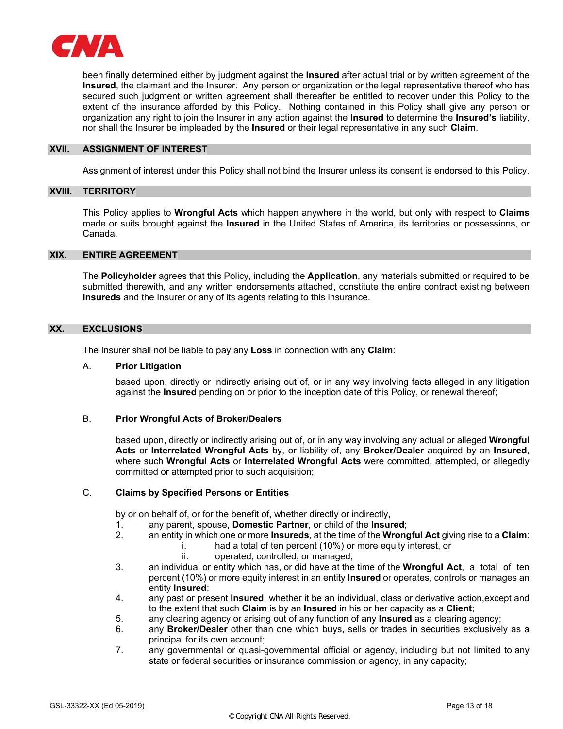been finally determined either by judgment against the **Insured** after actual trial or by written agreement of the **Insured**, the claimant and the Insurer. Any person or organization or the legal representative thereof who has secured such judgment or written agreement shall thereafter be entitled to recover under this Policy to the extent of the insurance afforded by this Policy. Nothing contained in this Policy shall give any person or organization any right to join the Insurer in any action against the **Insured** to determine the **Insured's** liability, nor shall the Insurer be impleaded by the **Insured** or their legal representative in any such **Claim**.

## XVII. ASSIGNMENT OF INTEREST

Assignment of interest under this Policy shall not bind the Insurer unless its consent is endorsed to this Policy.

## XVIII. TERRITORY

This Policy applies to **Wrongful Acts** which happen anywhere in the world, but only with respect to **Claims** made or suits brought against the **Insured** in the United States of America, its territories or possessions, or Canada.

## XIX. ENTIRE AGREEMENT

The **Policyholder** agrees that this Policy, including the **Application**, any materials submitted or required to be submitted therewith, and any written endorsements attached, constitute the entire contract existing between **Insureds** and the Insurer or any of its agents relating to this insurance.

## XX. EXCLUSIONS

The Insurer shall not be liable to pay any **Loss** in connection with any **Claim**:

A. **Prior Litigation**

based upon, directly or indirectly arising out of, or in any way involving facts alleged in any litigation against the **Insured** pending on or prior to the inception date of this Policy, or renewal thereof;

B. **Prior Wrongful Acts of Broker/Dealers**

based upon, directly or indirectly arising out of, or in any way involving any actual or alleged **Wrongful Acts** or **Interrelated Wrongful Acts** by, or liability of, any **Broker/Dealer** acquired by an **Insured**, where such **Wrongful Acts** or **Interrelated Wrongful Acts** were committed, attempted, or allegedly committed or attempted prior to such acquisition;

C. **Claims by Specified Persons or Entities**

by or on behalf of, or for the benefit of, whether directly or indirectly,

1. any parent, spouse, **Domestic Partner**, or child of the **Insured**;
2. an entity in which one or more **Insureds**, at the time of the **Wrongful Act** giving rise to a **Claim**:
   i. had a total of ten percent (10%) or more equity interest, or
   ii. operated, controlled, or managed;
3. an individual or entity which has, or did have at the time of the **Wrongful Act**, a total of ten percent (10%) or more equity interest in an entity **Insured** or operates, controls or manages an entity **Insured**;
4. any past or present **Insured**, whether it be an individual, class or derivative action,except and to the extent that such **Claim** is by an **Insured** in his or her capacity as a **Client**;
5. any clearing agency or arising out of any function of any **Insured** as a clearing agency;
6. any **Broker/Dealer** other than one which buys, sells or trades in securities exclusively as a principal for its own account;
7. any governmental or quasi-governmental official or agency, including but not limited to any state or federal securities or insurance commission or agency, in any capacity;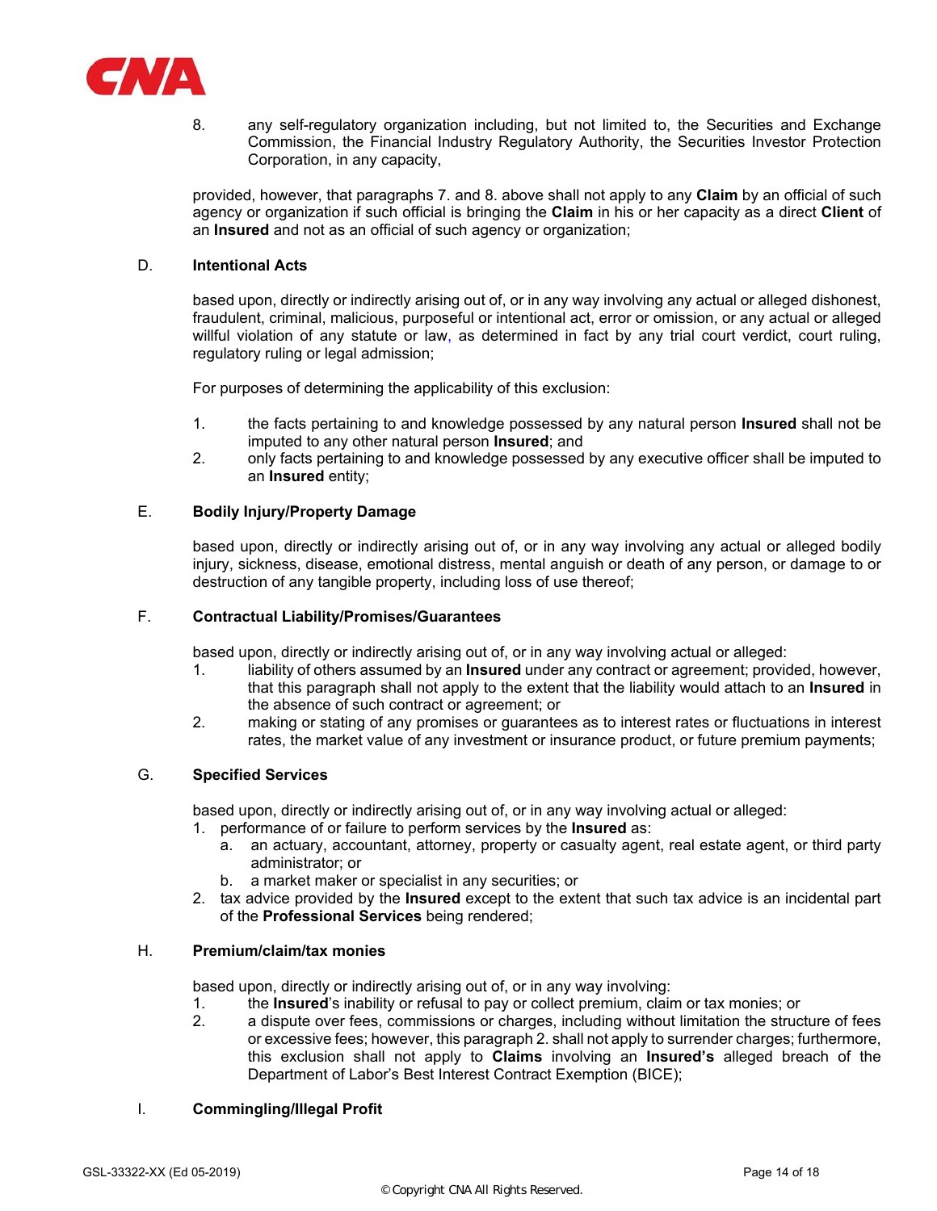8. any self-regulatory organization including, but not limited to, the Securities and Exchange Commission, the Financial Industry Regulatory Authority, the Securities Investor Protection Corporation, in any capacity,

provided, however, that paragraphs 7. and 8. above shall not apply to any **Claim** by an official of such agency or organization if such official is bringing the **Claim** in his or her capacity as a direct **Client** of an **Insured** and not as an official of such agency or organization;

D. **Intentional Acts**

based upon, directly or indirectly arising out of, or in any way involving any actual or alleged dishonest, fraudulent, criminal, malicious, purposeful or intentional act, error or omission, or any actual or alleged willful violation of any statute or law, as determined in fact by any trial court verdict, court ruling, regulatory ruling or legal admission;

For purposes of determining the applicability of this exclusion:

1. the facts pertaining to and knowledge possessed by any natural person **Insured** shall not be imputed to any other natural person **Insured**; and
2. only facts pertaining to and knowledge possessed by any executive officer shall be imputed to an **Insured** entity;

E. **Bodily Injury/Property Damage**

based upon, directly or indirectly arising out of, or in any way involving any actual or alleged bodily injury, sickness, disease, emotional distress, mental anguish or death of any person, or damage to or destruction of any tangible property, including loss of use thereof;

F. **Contractual Liability/Promises/Guarantees**

based upon, directly or indirectly arising out of, or in any way involving actual or alleged:

1. liability of others assumed by an **Insured** under any contract or agreement; provided, however, that this paragraph shall not apply to the extent that the liability would attach to an **Insured** in the absence of such contract or agreement; or
2. making or stating of any promises or guarantees as to interest rates or fluctuations in interest rates, the market value of any investment or insurance product, or future premium payments;

G. **Specified Services**

based upon, directly or indirectly arising out of, or in any way involving actual or alleged:

1. performance of or failure to perform services by the **Insured** as:
   a. an actuary, accountant, attorney, property or casualty agent, real estate agent, or third party administrator; or
   b. a market maker or specialist in any securities; or
2. tax advice provided by the **Insured** except to the extent that such tax advice is an incidental part of the **Professional Services** being rendered;

H. **Premium/claim/tax monies**

based upon, directly or indirectly arising out of, or in any way involving:

1. the **Insured**'s inability or refusal to pay or collect premium, claim or tax monies; or
2. a dispute over fees, commissions or charges, including without limitation the structure of fees or excessive fees; however, this paragraph 2. shall not apply to surrender charges; furthermore, this exclusion shall not apply to **Claims** involving an **Insured's** alleged breach of the Department of Labor's Best Interest Contract Exemption (BICE);

I. **Commingling/Illegal Profit**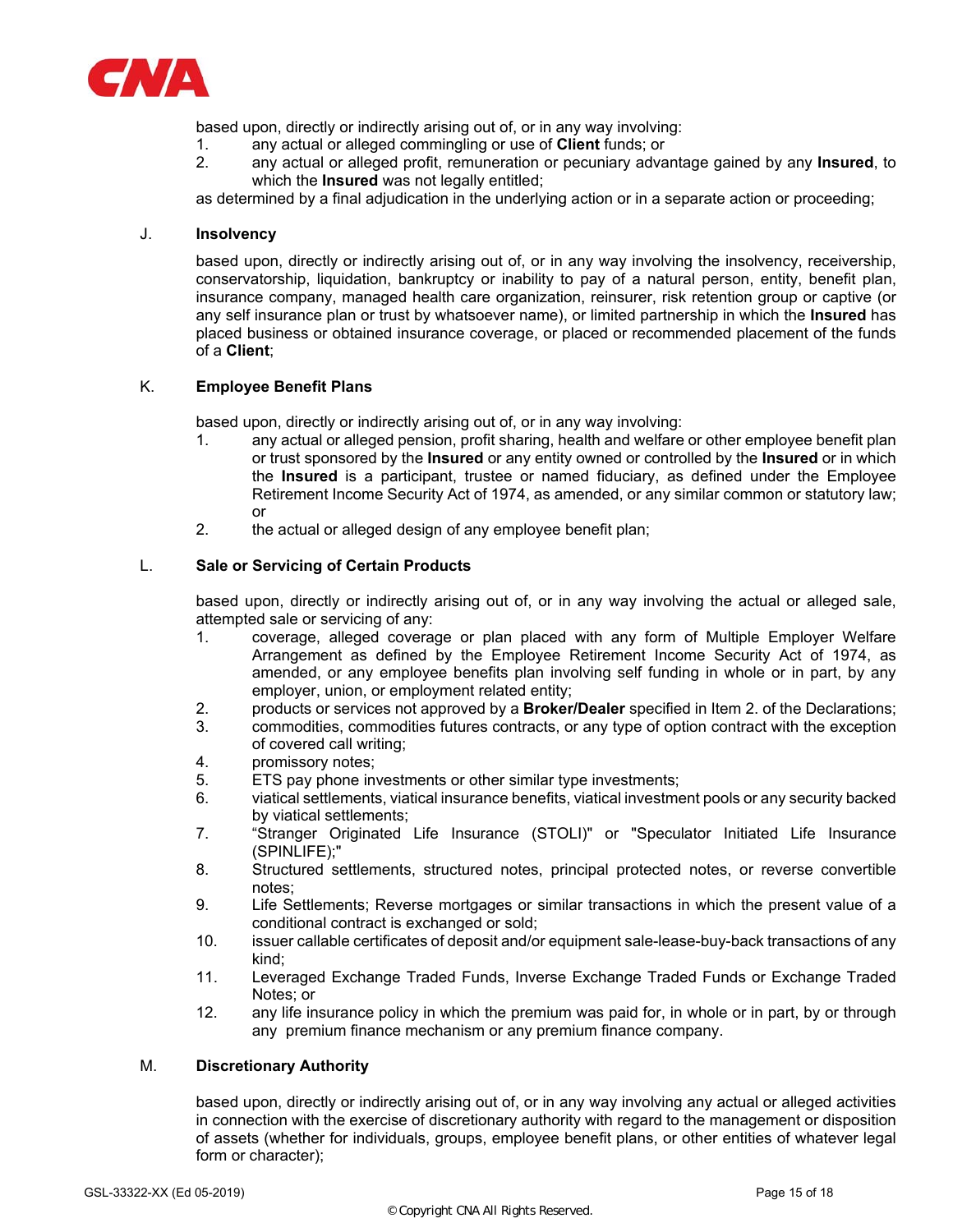based upon, directly or indirectly arising out of, or in any way involving:

1. any actual or alleged commingling or use of **Client** funds; or
2. any actual or alleged profit, remuneration or pecuniary advantage gained by any **Insured**, to which the **Insured** was not legally entitled;

as determined by a final adjudication in the underlying action or in a separate action or proceeding;

J. **Insolvency**

based upon, directly or indirectly arising out of, or in any way involving the insolvency, receivership, conservatorship, liquidation, bankruptcy or inability to pay of a natural person, entity, benefit plan, insurance company, managed health care organization, reinsurer, risk retention group or captive (or any self insurance plan or trust by whatsoever name), or limited partnership in which the **Insured** has placed business or obtained insurance coverage, or placed or recommended placement of the funds of a **Client**;

K. **Employee Benefit Plans**

based upon, directly or indirectly arising out of, or in any way involving:

1. any actual or alleged pension, profit sharing, health and welfare or other employee benefit plan or trust sponsored by the **Insured** or any entity owned or controlled by the **Insured** or in which the **Insured** is a participant, trustee or named fiduciary, as defined under the Employee Retirement Income Security Act of 1974, as amended, or any similar common or statutory law; or
2. the actual or alleged design of any employee benefit plan;

L. **Sale or Servicing of Certain Products**

based upon, directly or indirectly arising out of, or in any way involving the actual or alleged sale, attempted sale or servicing of any:

1. coverage, alleged coverage or plan placed with any form of Multiple Employer Welfare Arrangement as defined by the Employee Retirement Income Security Act of 1974, as amended, or any employee benefits plan involving self funding in whole or in part, by any employer, union, or employment related entity;
2. products or services not approved by a **Broker/Dealer** specified in Item 2. of the Declarations;
3. commodities, commodities futures contracts, or any type of option contract with the exception of covered call writing;
4. promissory notes;
5. ETS pay phone investments or other similar type investments;
6. viatical settlements, viatical insurance benefits, viatical investment pools or any security backed by viatical settlements;
7. "Stranger Originated Life Insurance (STOLI)" or "Speculator Initiated Life Insurance (SPINLIFE);"
8. Structured settlements, structured notes, principal protected notes, or reverse convertible notes;
9. Life Settlements; Reverse mortgages or similar transactions in which the present value of a conditional contract is exchanged or sold;
10. issuer callable certificates of deposit and/or equipment sale-lease-buy-back transactions of any kind;
11. Leveraged Exchange Traded Funds, Inverse Exchange Traded Funds or Exchange Traded Notes; or
12. any life insurance policy in which the premium was paid for, in whole or in part, by or through any premium finance mechanism or any premium finance company.

M. **Discretionary Authority**

based upon, directly or indirectly arising out of, or in any way involving any actual or alleged activities in connection with the exercise of discretionary authority with regard to the management or disposition of assets (whether for individuals, groups, employee benefit plans, or other entities of whatever legal form or character);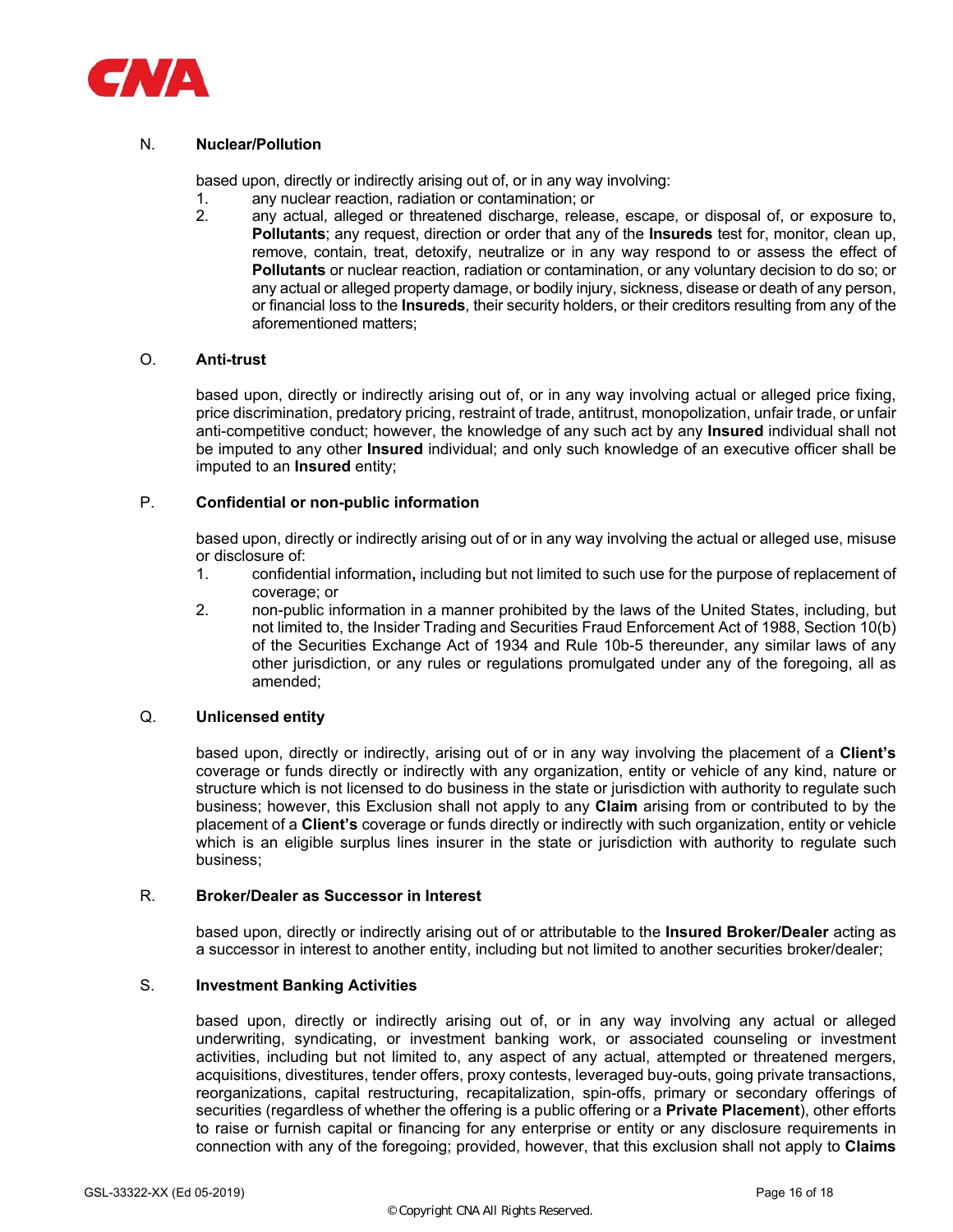N. **Nuclear/Pollution**

based upon, directly or indirectly arising out of, or in any way involving:

1. any nuclear reaction, radiation or contamination; or
2. any actual, alleged or threatened discharge, release, escape, or disposal of, or exposure to, **Pollutants**; any request, direction or order that any of the **Insureds** test for, monitor, clean up, remove, contain, treat, detoxify, neutralize or in any way respond to or assess the effect of **Pollutants** or nuclear reaction, radiation or contamination, or any voluntary decision to do so; or any actual or alleged property damage, or bodily injury, sickness, disease or death of any person, or financial loss to the **Insureds**, their security holders, or their creditors resulting from any of the aforementioned matters;

O. **Anti-trust**

based upon, directly or indirectly arising out of, or in any way involving actual or alleged price fixing, price discrimination, predatory pricing, restraint of trade, antitrust, monopolization, unfair trade, or unfair anti-competitive conduct; however, the knowledge of any such act by any **Insured** individual shall not be imputed to any other **Insured** individual; and only such knowledge of an executive officer shall be imputed to an **Insured** entity;

P. **Confidential or non-public information**

based upon, directly or indirectly arising out of or in any way involving the actual or alleged use, misuse or disclosure of:

1. confidential information**,** including but not limited to such use for the purpose of replacement of coverage; or
2. non-public information in a manner prohibited by the laws of the United States, including, but not limited to, the Insider Trading and Securities Fraud Enforcement Act of 1988, Section 10(b) of the Securities Exchange Act of 1934 and Rule 10b-5 thereunder, any similar laws of any other jurisdiction, or any rules or regulations promulgated under any of the foregoing, all as amended;

Q. **Unlicensed entity**

based upon, directly or indirectly, arising out of or in any way involving the placement of a **Client's** coverage or funds directly or indirectly with any organization, entity or vehicle of any kind, nature or structure which is not licensed to do business in the state or jurisdiction with authority to regulate such business; however, this Exclusion shall not apply to any **Claim** arising from or contributed to by the placement of a **Client's** coverage or funds directly or indirectly with such organization, entity or vehicle which is an eligible surplus lines insurer in the state or jurisdiction with authority to regulate such business;

R. **Broker/Dealer as Successor in Interest**

based upon, directly or indirectly arising out of or attributable to the **Insured Broker/Dealer** acting as a successor in interest to another entity, including but not limited to another securities broker/dealer;

S. **Investment Banking Activities**

based upon, directly or indirectly arising out of, or in any way involving any actual or alleged underwriting, syndicating, or investment banking work, or associated counseling or investment activities, including but not limited to, any aspect of any actual, attempted or threatened mergers, acquisitions, divestitures, tender offers, proxy contests, leveraged buy-outs, going private transactions, reorganizations, capital restructuring, recapitalization, spin-offs, primary or secondary offerings of securities (regardless of whether the offering is a public offering or a **Private Placement**), other efforts to raise or furnish capital or financing for any enterprise or entity or any disclosure requirements in connection with any of the foregoing; provided, however, that this exclusion shall not apply to **Claims**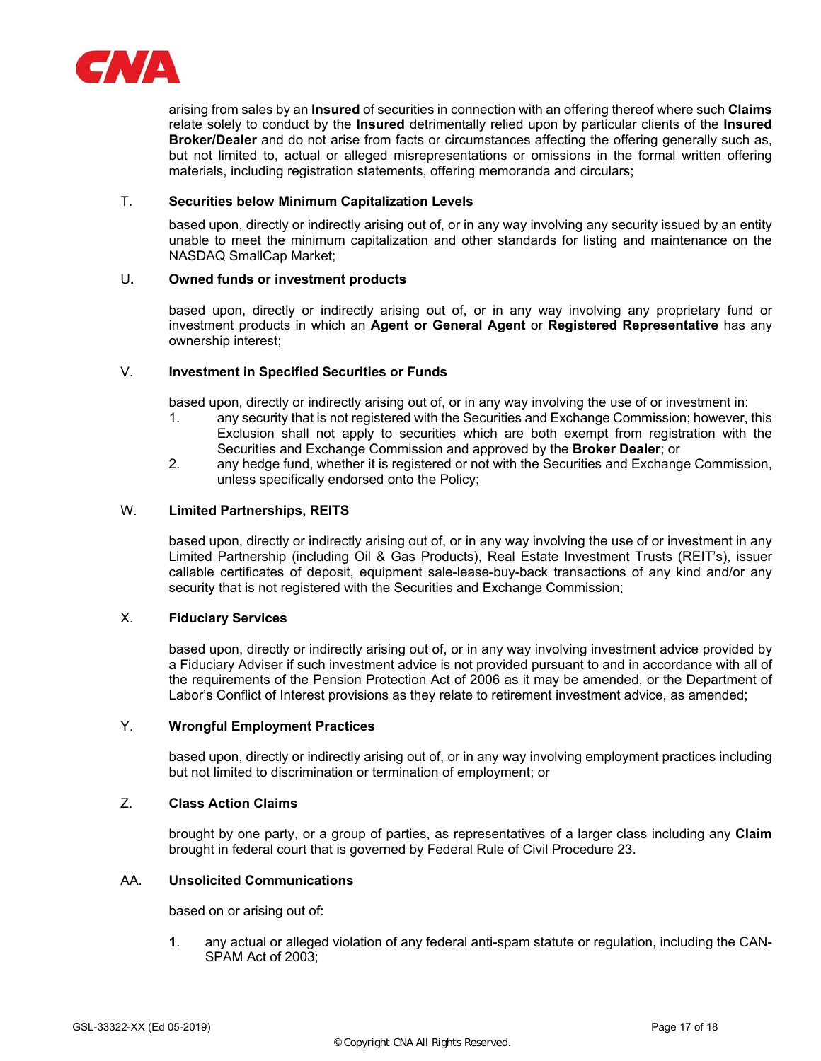arising from sales by an **Insured** of securities in connection with an offering thereof where such **Claims** relate solely to conduct by the **Insured** detrimentally relied upon by particular clients of the **Insured Broker/Dealer** and do not arise from facts or circumstances affecting the offering generally such as, but not limited to, actual or alleged misrepresentations or omissions in the formal written offering materials, including registration statements, offering memoranda and circulars;

T. **Securities below Minimum Capitalization Levels**

based upon, directly or indirectly arising out of, or in any way involving any security issued by an entity unable to meet the minimum capitalization and other standards for listing and maintenance on the NASDAQ SmallCap Market;

U**.** **Owned funds or investment products**

based upon, directly or indirectly arising out of, or in any way involving any proprietary fund or investment products in which an **Agent or General Agent** or **Registered Representative** has any ownership interest;

V. **Investment in Specified Securities or Funds**

based upon, directly or indirectly arising out of, or in any way involving the use of or investment in:

1. any security that is not registered with the Securities and Exchange Commission; however, this Exclusion shall not apply to securities which are both exempt from registration with the Securities and Exchange Commission and approved by the **Broker Dealer**; or
2. any hedge fund, whether it is registered or not with the Securities and Exchange Commission, unless specifically endorsed onto the Policy;

W. **Limited Partnerships, REITS**

based upon, directly or indirectly arising out of, or in any way involving the use of or investment in any Limited Partnership (including Oil & Gas Products), Real Estate Investment Trusts (REIT's), issuer callable certificates of deposit, equipment sale-lease-buy-back transactions of any kind and/or any security that is not registered with the Securities and Exchange Commission;

X. **Fiduciary Services**

based upon, directly or indirectly arising out of, or in any way involving investment advice provided by a Fiduciary Adviser if such investment advice is not provided pursuant to and in accordance with all of the requirements of the Pension Protection Act of 2006 as it may be amended, or the Department of Labor's Conflict of Interest provisions as they relate to retirement investment advice, as amended;

Y. **Wrongful Employment Practices**

based upon, directly or indirectly arising out of, or in any way involving employment practices including but not limited to discrimination or termination of employment; or

Z. **Class Action Claims**

brought by one party, or a group of parties, as representatives of a larger class including any **Claim** brought in federal court that is governed by Federal Rule of Civil Procedure 23.

AA. **Unsolicited Communications**

based on or arising out of:

**1**. any actual or alleged violation of any federal anti-spam statute or regulation, including the CAN-SPAM Act of 2003;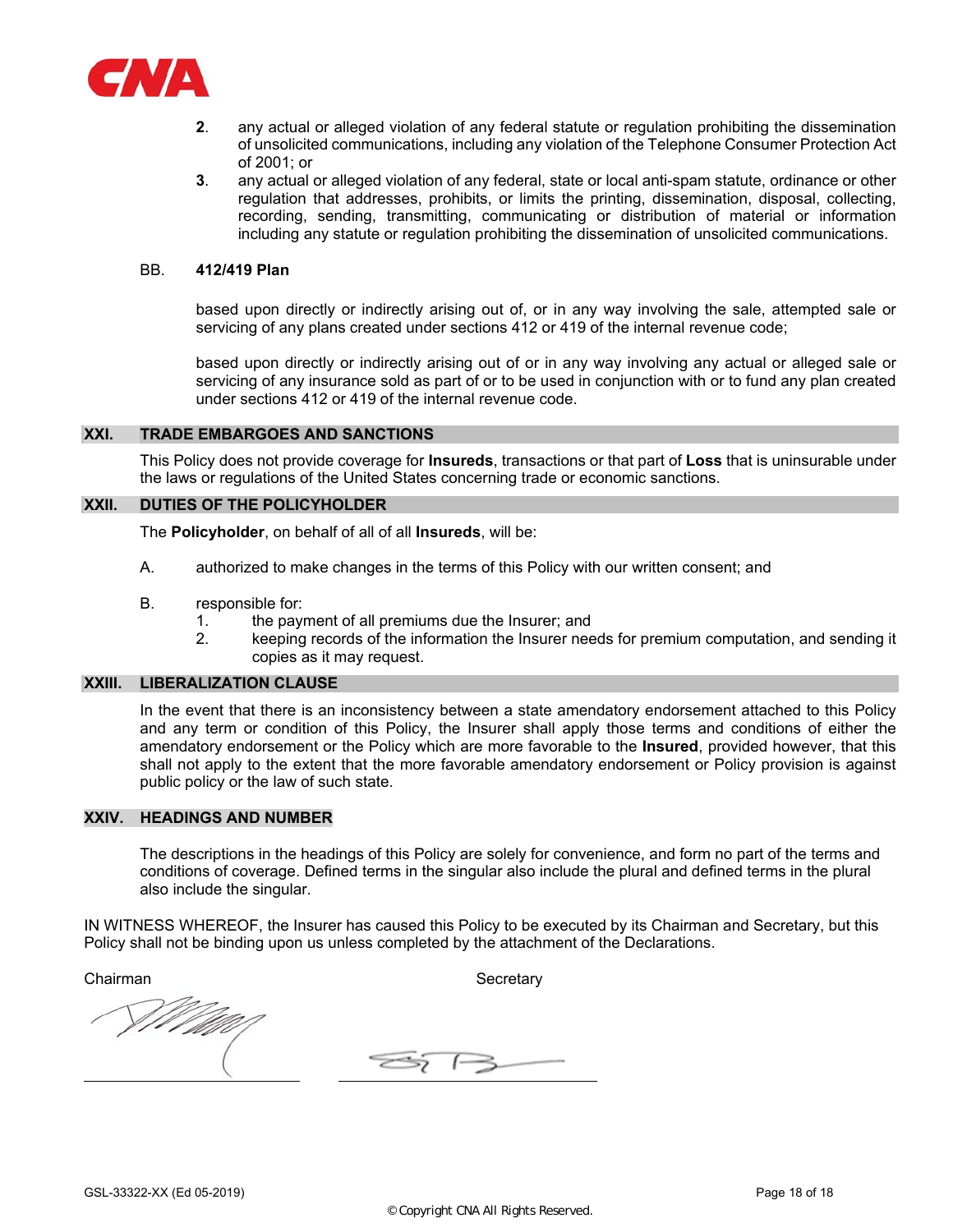2. any actual or alleged violation of any federal statute or regulation prohibiting the dissemination of unsolicited communications, including any violation of the Telephone Consumer Protection Act of 2001; or
3. any actual or alleged violation of any federal, state or local anti-spam statute, ordinance or other regulation that addresses, prohibits, or limits the printing, dissemination, disposal, collecting, recording, sending, transmitting, communicating or distribution of material or information including any statute or regulation prohibiting the dissemination of unsolicited communications.

BB. **412/419 Plan**

based upon directly or indirectly arising out of, or in any way involving the sale, attempted sale or servicing of any plans created under sections 412 or 419 of the internal revenue code;

based upon directly or indirectly arising out of or in any way involving any actual or alleged sale or servicing of any insurance sold as part of or to be used in conjunction with or to fund any plan created under sections 412 or 419 of the internal revenue code.

## XXI. TRADE EMBARGOES AND SANCTIONS

This Policy does not provide coverage for **Insureds**, transactions or that part of **Loss** that is uninsurable under the laws or regulations of the United States concerning trade or economic sanctions.

## XXII. DUTIES OF THE POLICYHOLDER

The **Policyholder**, on behalf of all of all **Insureds**, will be:

A. authorized to make changes in the terms of this Policy with our written consent; and

B. responsible for:
   1. the payment of all premiums due the Insurer; and
   2. keeping records of the information the Insurer needs for premium computation, and sending it copies as it may request.

## XXIII. LIBERALIZATION CLAUSE

In the event that there is an inconsistency between a state amendatory endorsement attached to this Policy and any term or condition of this Policy, the Insurer shall apply those terms and conditions of either the amendatory endorsement or the Policy which are more favorable to the **Insured**, provided however, that this shall not apply to the extent that the more favorable amendatory endorsement or Policy provision is against public policy or the law of such state.

## XXIV. HEADINGS AND NUMBER

The descriptions in the headings of this Policy are solely for convenience, and form no part of the terms and conditions of coverage. Defined terms in the singular also include the plural and defined terms in the plural also include the singular.

IN WITNESS WHEREOF, the Insurer has caused this Policy to be executed by its Chairman and Secretary, but this Policy shall not be binding upon us unless completed by the attachment of the Declarations.

Chairman

Secretary

GSL-33322-XX (Ed 05-2019)

© Copyright CNA All Rights Reserved.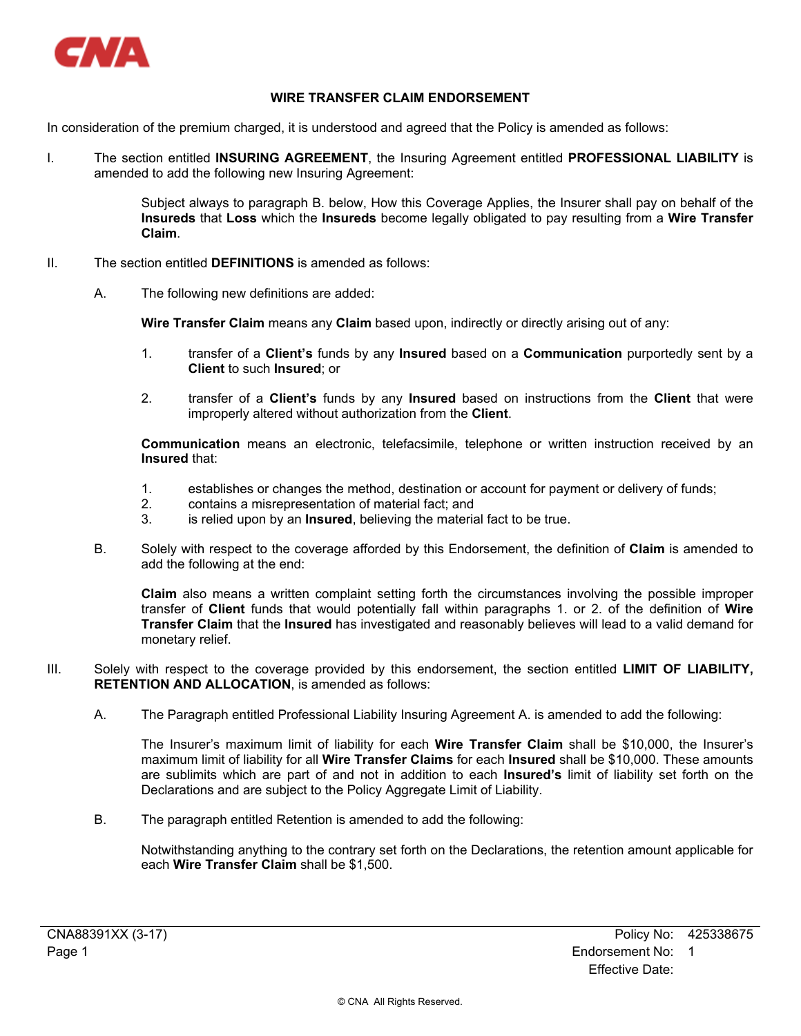CNA

# WIRE TRANSFER CLAIM ENDORSEMENT

In consideration of the premium charged, it is understood and agreed that the Policy is amended as follows:

I. The section entitled **INSURING AGREEMENT**, the Insuring Agreement entitled **PROFESSIONAL LIABILITY** is amended to add the following new Insuring Agreement:

> Subject always to paragraph B. below, How this Coverage Applies, the Insurer shall pay on behalf of the **Insureds** that **Loss** which the **Insureds** become legally obligated to pay resulting from a **Wire Transfer Claim**.

II. The section entitled **DEFINITIONS** is amended as follows:

A. The following new definitions are added:

**Wire Transfer Claim** means any **Claim** based upon, indirectly or directly arising out of any:

1. transfer of a **Client's** funds by any **Insured** based on a **Communication** purportedly sent by a **Client** to such **Insured**; or
2. transfer of a **Client's** funds by any **Insured** based on instructions from the **Client** that were improperly altered without authorization from the **Client**.

**Communication** means an electronic, telefacsimile, telephone or written instruction received by an **Insured** that:

1. establishes or changes the method, destination or account for payment or delivery of funds;
2. contains a misrepresentation of material fact; and
3. is relied upon by an **Insured**, believing the material fact to be true.

B. Solely with respect to the coverage afforded by this Endorsement, the definition of **Claim** is amended to add the following at the end:

**Claim** also means a written complaint setting forth the circumstances involving the possible improper transfer of **Client** funds that would potentially fall within paragraphs 1. or 2. of the definition of **Wire Transfer Claim** that the **Insured** has investigated and reasonably believes will lead to a valid demand for monetary relief.

III. Solely with respect to the coverage provided by this endorsement, the section entitled **LIMIT OF LIABILITY, RETENTION AND ALLOCATION**, is amended as follows:

A. The Paragraph entitled Professional Liability Insuring Agreement A. is amended to add the following:

The Insurer's maximum limit of liability for each **Wire Transfer Claim** shall be $10,000, the Insurer's maximum limit of liability for all **Wire Transfer Claims** for each **Insured** shall be $10,000. These amounts are sublimits which are part of and not in addition to each **Insured's** limit of liability set forth on the Declarations and are subject to the Policy Aggregate Limit of Liability.

B. The paragraph entitled Retention is amended to add the following:

Notwithstanding anything to the contrary set forth on the Declarations, the retention amount applicable for each **Wire Transfer Claim** shall be $1,500.

CNA88391XX (3-17)
Page 1

Policy No: 425338675
Endorsement No: 1
Effective Date:

© CNA All Rights Reserved.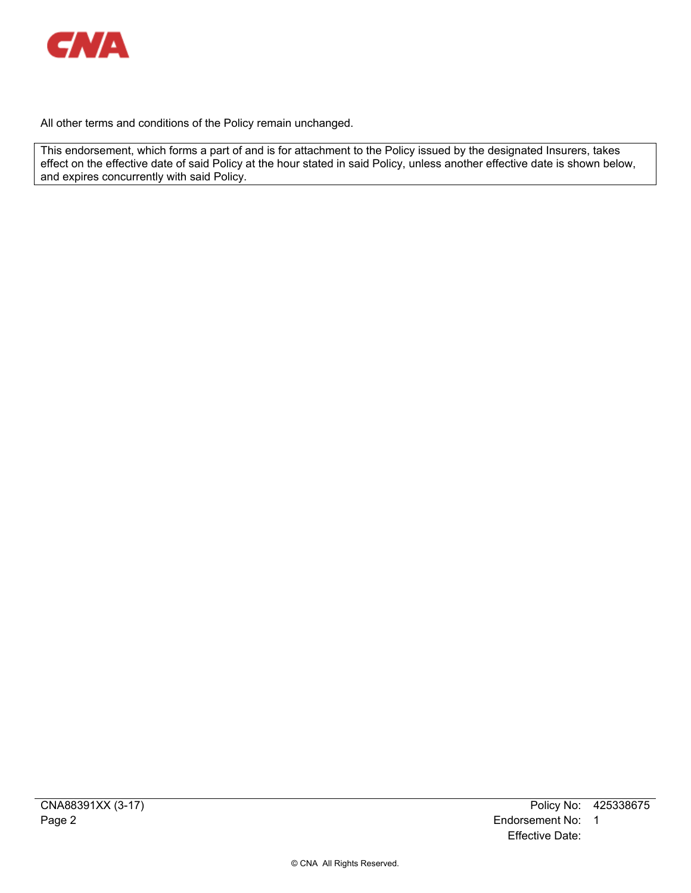All other terms and conditions of the Policy remain unchanged.

This endorsement, which forms a part of and is for attachment to the Policy issued by the designated Insurers, takes effect on the effective date of said Policy at the hour stated in said Policy, unless another effective date is shown below, and expires concurrently with said Policy.

CNA88391XX (3-17)
Page 2

Policy No: 425338675
Endorsement No: 1
Effective Date:

© CNA All Rights Reserved.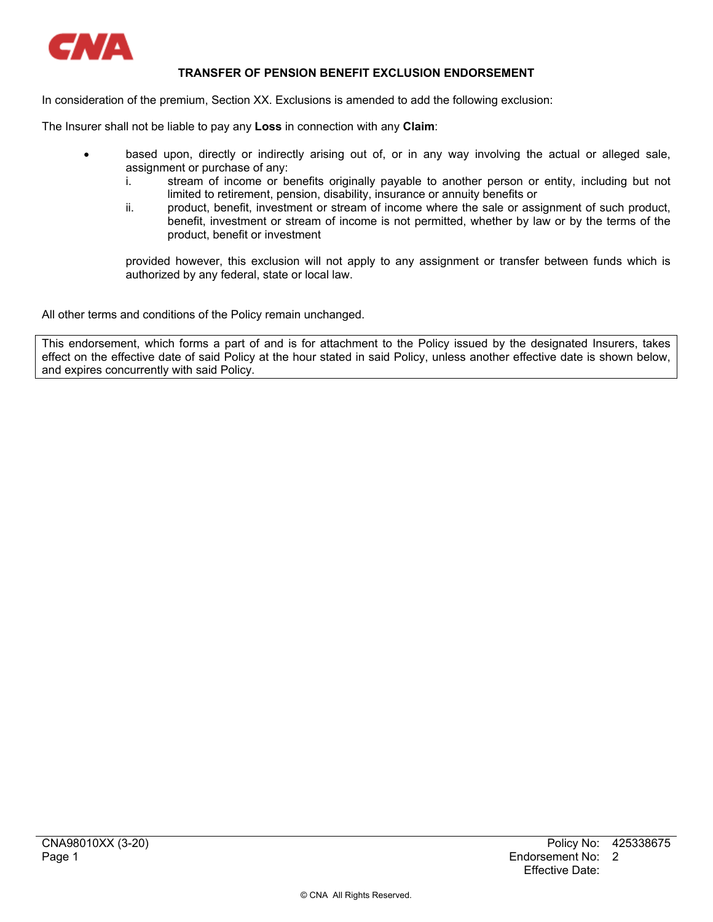**TRANSFER OF PENSION BENEFIT EXCLUSION ENDORSEMENT**

In consideration of the premium, Section XX. Exclusions is amended to add the following exclusion:

The Insurer shall not be liable to pay any **Loss** in connection with any **Claim**:

- based upon, directly or indirectly arising out of, or in any way involving the actual or alleged sale, assignment or purchase of any:
  i. stream of income or benefits originally payable to another person or entity, including but not limited to retirement, pension, disability, insurance or annuity benefits or
  ii. product, benefit, investment or stream of income where the sale or assignment of such product, benefit, investment or stream of income is not permitted, whether by law or by the terms of the product, benefit or investment

  provided however, this exclusion will not apply to any assignment or transfer between funds which is authorized by any federal, state or local law.

All other terms and conditions of the Policy remain unchanged.

This endorsement, which forms a part of and is for attachment to the Policy issued by the designated Insurers, takes effect on the effective date of said Policy at the hour stated in said Policy, unless another effective date is shown below, and expires concurrently with said Policy.

CNA98010XX (3-20)
Page 1

Policy No: 425338675
Endorsement No: 2
Effective Date:

© CNA All Rights Reserved.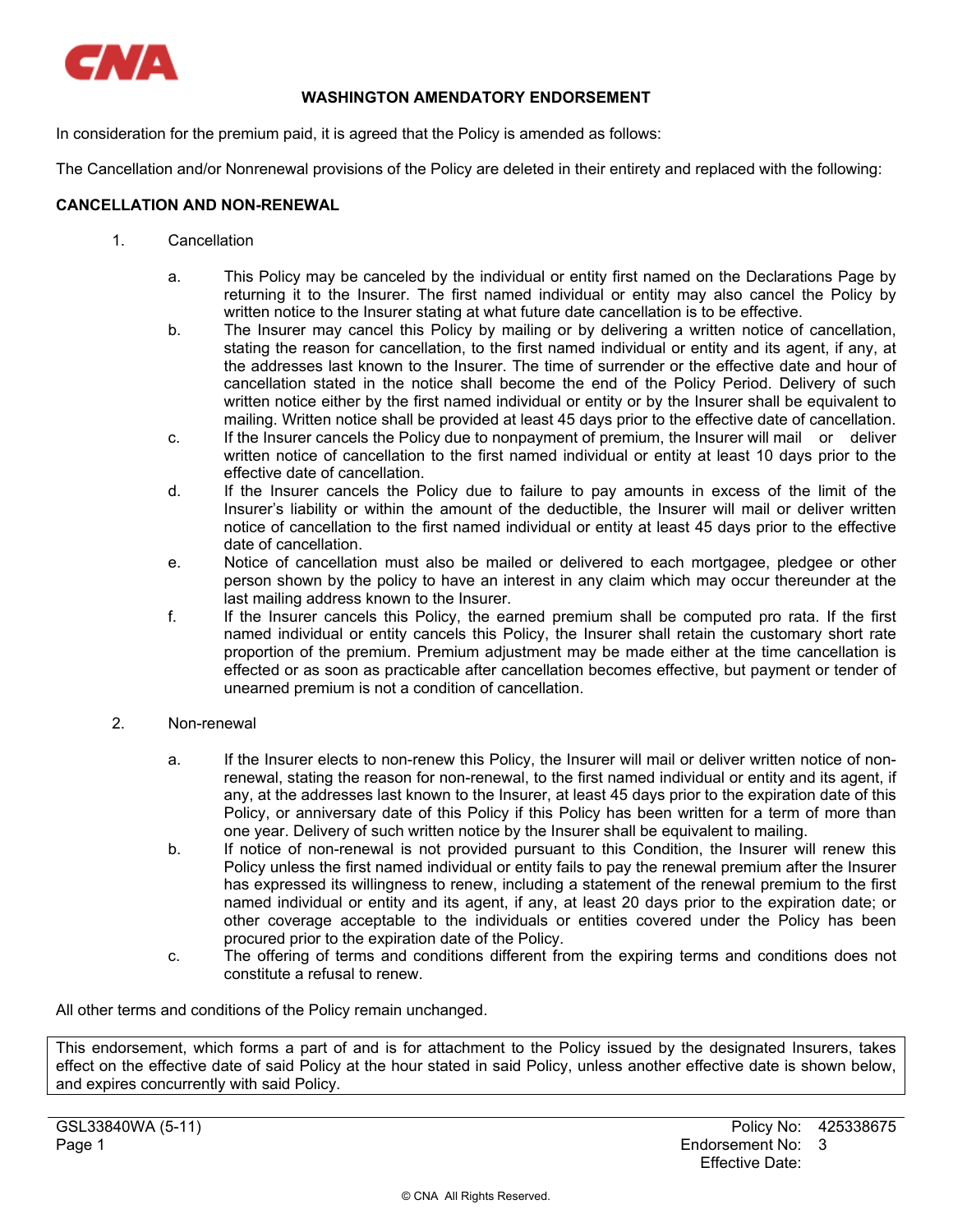# WASHINGTON AMENDATORY ENDORSEMENT

In consideration for the premium paid, it is agreed that the Policy is amended as follows:

The Cancellation and/or Nonrenewal provisions of the Policy are deleted in their entirety and replaced with the following:

**CANCELLATION AND NON-RENEWAL**

1. Cancellation

   a. This Policy may be canceled by the individual or entity first named on the Declarations Page by returning it to the Insurer. The first named individual or entity may also cancel the Policy by written notice to the Insurer stating at what future date cancellation is to be effective.

   b. The Insurer may cancel this Policy by mailing or by delivering a written notice of cancellation, stating the reason for cancellation, to the first named individual or entity and its agent, if any, at the addresses last known to the Insurer. The time of surrender or the effective date and hour of cancellation stated in the notice shall become the end of the Policy Period. Delivery of such written notice either by the first named individual or entity or by the Insurer shall be equivalent to mailing. Written notice shall be provided at least 45 days prior to the effective date of cancellation.

   c. If the Insurer cancels the Policy due to nonpayment of premium, the Insurer will mail or deliver written notice of cancellation to the first named individual or entity at least 10 days prior to the effective date of cancellation.

   d. If the Insurer cancels the Policy due to failure to pay amounts in excess of the limit of the Insurer's liability or within the amount of the deductible, the Insurer will mail or deliver written notice of cancellation to the first named individual or entity at least 45 days prior to the effective date of cancellation.

   e. Notice of cancellation must also be mailed or delivered to each mortgagee, pledgee or other person shown by the policy to have an interest in any claim which may occur thereunder at the last mailing address known to the Insurer.

   f. If the Insurer cancels this Policy, the earned premium shall be computed pro rata. If the first named individual or entity cancels this Policy, the Insurer shall retain the customary short rate proportion of the premium. Premium adjustment may be made either at the time cancellation is effected or as soon as practicable after cancellation becomes effective, but payment or tender of unearned premium is not a condition of cancellation.

2. Non-renewal

   a. If the Insurer elects to non-renew this Policy, the Insurer will mail or deliver written notice of non-renewal, stating the reason for non-renewal, to the first named individual or entity and its agent, if any, at the addresses last known to the Insurer, at least 45 days prior to the expiration date of this Policy, or anniversary date of this Policy if this Policy has been written for a term of more than one year. Delivery of such written notice by the Insurer shall be equivalent to mailing.

   b. If notice of non-renewal is not provided pursuant to this Condition, the Insurer will renew this Policy unless the first named individual or entity fails to pay the renewal premium after the Insurer has expressed its willingness to renew, including a statement of the renewal premium to the first named individual or entity and its agent, if any, at least 20 days prior to the expiration date; or other coverage acceptable to the individuals or entities covered under the Policy has been procured prior to the expiration date of the Policy.

   c. The offering of terms and conditions different from the expiring terms and conditions does not constitute a refusal to renew.

All other terms and conditions of the Policy remain unchanged.

This endorsement, which forms a part of and is for attachment to the Policy issued by the designated Insurers, takes effect on the effective date of said Policy at the hour stated in said Policy, unless another effective date is shown below, and expires concurrently with said Policy.

GSL33840WA (5-11)

Policy No: 425338675
Endorsement No: 3
Effective Date:

© CNA All Rights Reserved.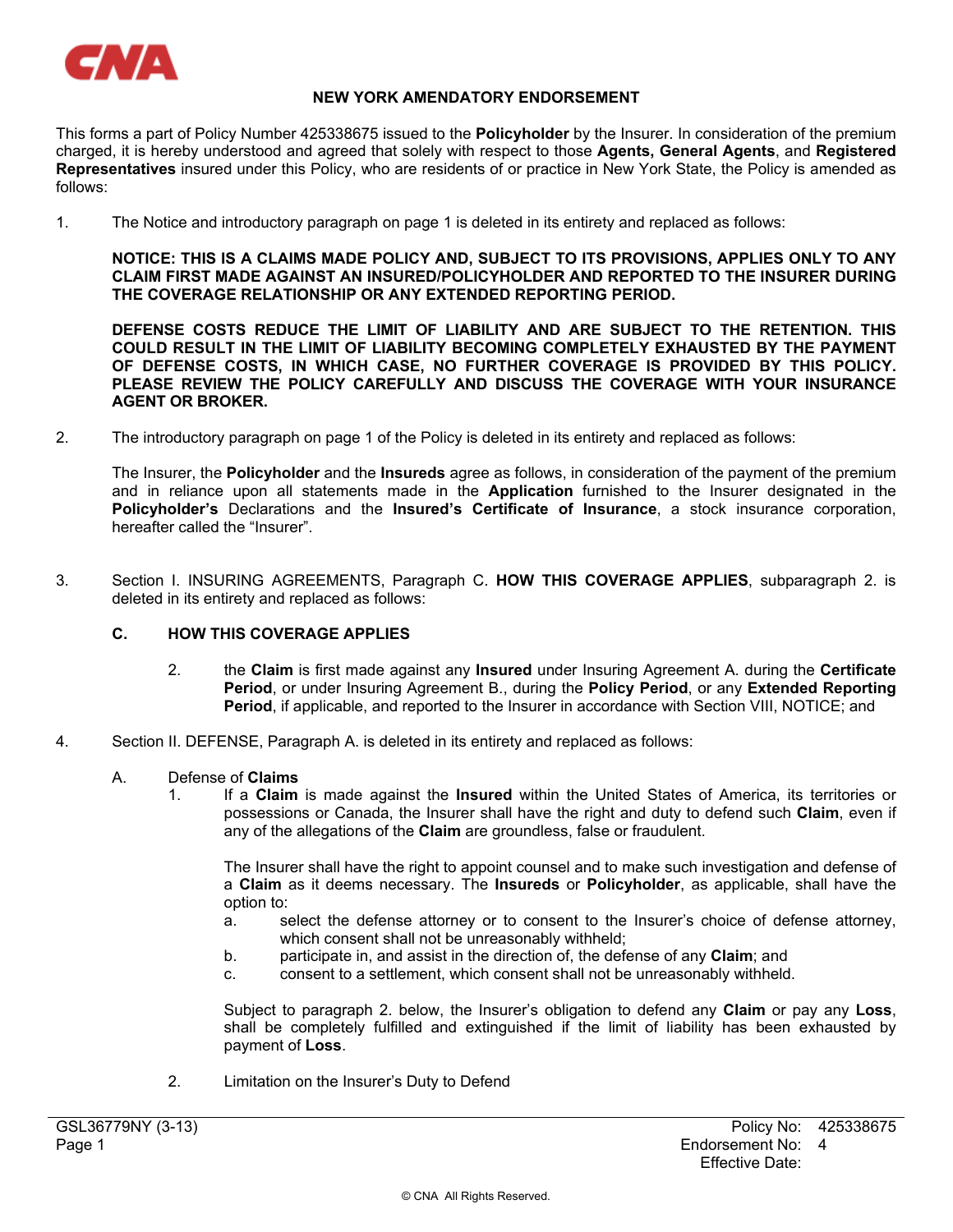## NEW YORK AMENDATORY ENDORSEMENT

This forms a part of Policy Number 425338675 issued to the **Policyholder** by the Insurer. In consideration of the premium charged, it is hereby understood and agreed that solely with respect to those **Agents, General Agents**, and **Registered Representatives** insured under this Policy, who are residents of or practice in New York State, the Policy is amended as follows:

1. The Notice and introductory paragraph on page 1 is deleted in its entirety and replaced as follows:

   **NOTICE: THIS IS A CLAIMS MADE POLICY AND, SUBJECT TO ITS PROVISIONS, APPLIES ONLY TO ANY CLAIM FIRST MADE AGAINST AN INSURED/POLICYHOLDER AND REPORTED TO THE INSURER DURING THE COVERAGE RELATIONSHIP OR ANY EXTENDED REPORTING PERIOD.**

   **DEFENSE COSTS REDUCE THE LIMIT OF LIABILITY AND ARE SUBJECT TO THE RETENTION. THIS COULD RESULT IN THE LIMIT OF LIABILITY BECOMING COMPLETELY EXHAUSTED BY THE PAYMENT OF DEFENSE COSTS, IN WHICH CASE, NO FURTHER COVERAGE IS PROVIDED BY THIS POLICY. PLEASE REVIEW THE POLICY CAREFULLY AND DISCUSS THE COVERAGE WITH YOUR INSURANCE AGENT OR BROKER.**

2. The introductory paragraph on page 1 of the Policy is deleted in its entirety and replaced as follows:

   The Insurer, the **Policyholder** and the **Insureds** agree as follows, in consideration of the payment of the premium and in reliance upon all statements made in the **Application** furnished to the Insurer designated in the **Policyholder's** Declarations and the **Insured's Certificate of Insurance**, a stock insurance corporation, hereafter called the "Insurer".

3. Section I. INSURING AGREEMENTS, Paragraph C. **HOW THIS COVERAGE APPLIES**, subparagraph 2. is deleted in its entirety and replaced as follows:

   **C. HOW THIS COVERAGE APPLIES**

   2. the **Claim** is first made against any **Insured** under Insuring Agreement A. during the **Certificate Period**, or under Insuring Agreement B., during the **Policy Period**, or any **Extended Reporting Period**, if applicable, and reported to the Insurer in accordance with Section VIII, NOTICE; and

4. Section II. DEFENSE, Paragraph A. is deleted in its entirety and replaced as follows:

   A. Defense of **Claims**

      1. If a **Claim** is made against the **Insured** within the United States of America, its territories or possessions or Canada, the Insurer shall have the right and duty to defend such **Claim**, even if any of the allegations of the **Claim** are groundless, false or fraudulent.

         The Insurer shall have the right to appoint counsel and to make such investigation and defense of a **Claim** as it deems necessary. The **Insureds** or **Policyholder**, as applicable, shall have the option to:

         a. select the defense attorney or to consent to the Insurer's choice of defense attorney, which consent shall not be unreasonably withheld;
         b. participate in, and assist in the direction of, the defense of any **Claim**; and
         c. consent to a settlement, which consent shall not be unreasonably withheld.

         Subject to paragraph 2. below, the Insurer's obligation to defend any **Claim** or pay any **Loss**, shall be completely fulfilled and extinguished if the limit of liability has been exhausted by payment of **Loss**.

      2. Limitation on the Insurer's Duty to Defend

GSL36779NY (3-13)
Page 1

Policy No: 425338675
Endorsement No: 4
Effective Date: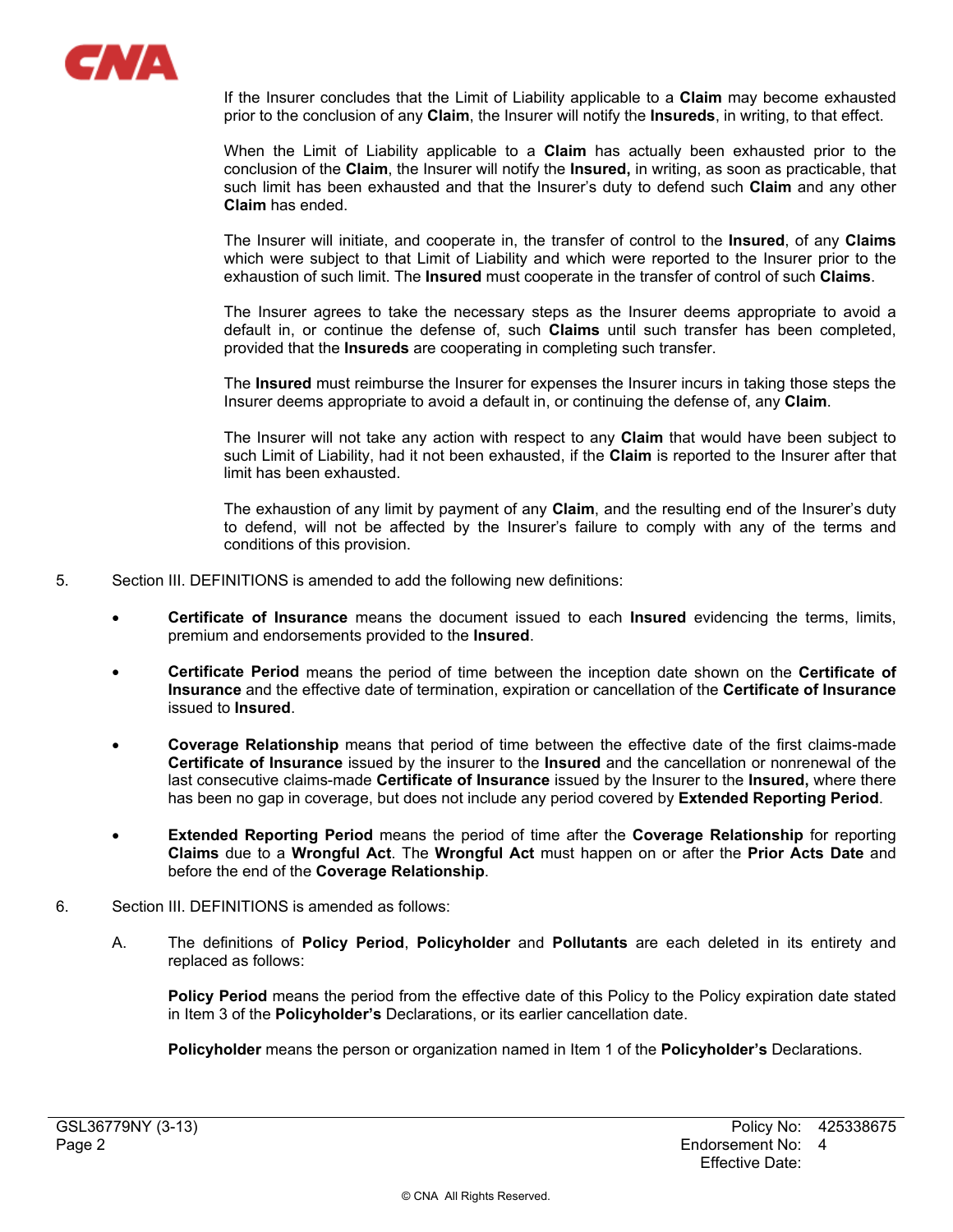If the Insurer concludes that the Limit of Liability applicable to a **Claim** may become exhausted prior to the conclusion of any **Claim**, the Insurer will notify the **Insureds**, in writing, to that effect.

When the Limit of Liability applicable to a **Claim** has actually been exhausted prior to the conclusion of the **Claim**, the Insurer will notify the **Insured,** in writing, as soon as practicable, that such limit has been exhausted and that the Insurer's duty to defend such **Claim** and any other **Claim** has ended.

The Insurer will initiate, and cooperate in, the transfer of control to the **Insured**, of any **Claims** which were subject to that Limit of Liability and which were reported to the Insurer prior to the exhaustion of such limit. The **Insured** must cooperate in the transfer of control of such **Claims**.

The Insurer agrees to take the necessary steps as the Insurer deems appropriate to avoid a default in, or continue the defense of, such **Claims** until such transfer has been completed, provided that the **Insureds** are cooperating in completing such transfer.

The **Insured** must reimburse the Insurer for expenses the Insurer incurs in taking those steps the Insurer deems appropriate to avoid a default in, or continuing the defense of, any **Claim**.

The Insurer will not take any action with respect to any **Claim** that would have been subject to such Limit of Liability, had it not been exhausted, if the **Claim** is reported to the Insurer after that limit has been exhausted.

The exhaustion of any limit by payment of any **Claim**, and the resulting end of the Insurer's duty to defend, will not be affected by the Insurer's failure to comply with any of the terms and conditions of this provision.

5. Section III. DEFINITIONS is amended to add the following new definitions:

   - **Certificate of Insurance** means the document issued to each **Insured** evidencing the terms, limits, premium and endorsements provided to the **Insured**.

   - **Certificate Period** means the period of time between the inception date shown on the **Certificate of Insurance** and the effective date of termination, expiration or cancellation of the **Certificate of Insurance** issued to **Insured**.

   - **Coverage Relationship** means that period of time between the effective date of the first claims-made **Certificate of Insurance** issued by the insurer to the **Insured** and the cancellation or nonrenewal of the last consecutive claims-made **Certificate of Insurance** issued by the Insurer to the **Insured,** where there has been no gap in coverage, but does not include any period covered by **Extended Reporting Period**.

   - **Extended Reporting Period** means the period of time after the **Coverage Relationship** for reporting **Claims** due to a **Wrongful Act**. The **Wrongful Act** must happen on or after the **Prior Acts Date** and before the end of the **Coverage Relationship**.

6. Section III. DEFINITIONS is amended as follows:

   A. The definitions of **Policy Period**, **Policyholder** and **Pollutants** are each deleted in its entirety and replaced as follows:

      **Policy Period** means the period from the effective date of this Policy to the Policy expiration date stated in Item 3 of the **Policyholder's** Declarations, or its earlier cancellation date.

      **Policyholder** means the person or organization named in Item 1 of the **Policyholder's** Declarations.

GSL36779NY (3-13)
Policy No: 425338675
Endorsement No: 4
Effective Date: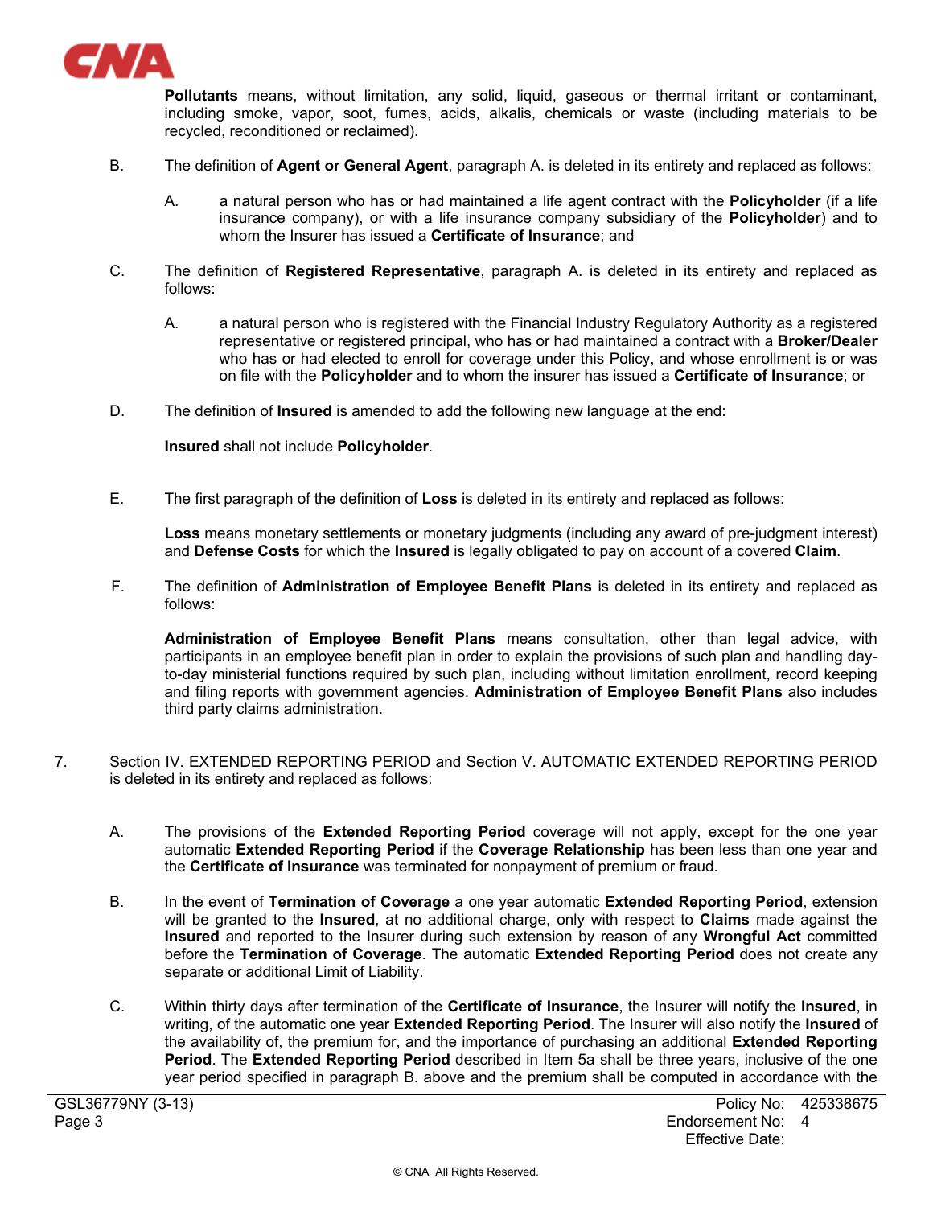**Pollutants** means, without limitation, any solid, liquid, gaseous or thermal irritant or contaminant, including smoke, vapor, soot, fumes, acids, alkalis, chemicals or waste (including materials to be recycled, reconditioned or reclaimed).

B. The definition of **Agent or General Agent**, paragraph A. is deleted in its entirety and replaced as follows:

A. a natural person who has or had maintained a life agent contract with the **Policyholder** (if a life insurance company), or with a life insurance company subsidiary of the **Policyholder**) and to whom the Insurer has issued a **Certificate of Insurance**; and

C. The definition of **Registered Representative**, paragraph A. is deleted in its entirety and replaced as follows:

A. a natural person who is registered with the Financial Industry Regulatory Authority as a registered representative or registered principal, who has or had maintained a contract with a **Broker/Dealer** who has or had elected to enroll for coverage under this Policy, and whose enrollment is or was on file with the **Policyholder** and to whom the insurer has issued a **Certificate of Insurance**; or

D. The definition of **Insured** is amended to add the following new language at the end:

**Insured** shall not include **Policyholder**.

E. The first paragraph of the definition of **Loss** is deleted in its entirety and replaced as follows:

**Loss** means monetary settlements or monetary judgments (including any award of pre-judgment interest) and **Defense Costs** for which the **Insured** is legally obligated to pay on account of a covered **Claim**.

F. The definition of **Administration of Employee Benefit Plans** is deleted in its entirety and replaced as follows:

**Administration of Employee Benefit Plans** means consultation, other than legal advice, with participants in an employee benefit plan in order to explain the provisions of such plan and handling day-to-day ministerial functions required by such plan, including without limitation enrollment, record keeping and filing reports with government agencies. **Administration of Employee Benefit Plans** also includes third party claims administration.

7. Section IV. EXTENDED REPORTING PERIOD and Section V. AUTOMATIC EXTENDED REPORTING PERIOD is deleted in its entirety and replaced as follows:

A. The provisions of the **Extended Reporting Period** coverage will not apply, except for the one year automatic **Extended Reporting Period** if the **Coverage Relationship** has been less than one year and the **Certificate of Insurance** was terminated for nonpayment of premium or fraud.

B. In the event of **Termination of Coverage** a one year automatic **Extended Reporting Period**, extension will be granted to the **Insured**, at no additional charge, only with respect to **Claims** made against the **Insured** and reported to the Insurer during such extension by reason of any **Wrongful Act** committed before the **Termination of Coverage**. The automatic **Extended Reporting Period** does not create any separate or additional Limit of Liability.

C. Within thirty days after termination of the **Certificate of Insurance**, the Insurer will notify the **Insured**, in writing, of the automatic one year **Extended Reporting Period**. The Insurer will also notify the **Insured** of the availability of, the premium for, and the importance of purchasing an additional **Extended Reporting Period**. The **Extended Reporting Period** described in Item 5a shall be three years, inclusive of the one year period specified in paragraph B. above and the premium shall be computed in accordance with the

GSL36779NY (3-13) Policy No: 425338675
Endorsement No: 4
Effective Date: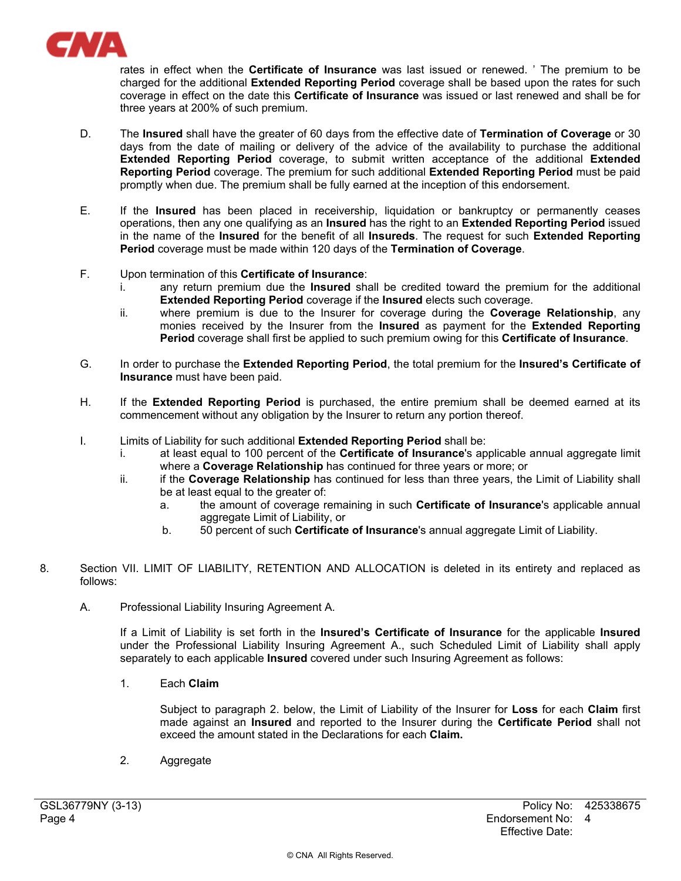rates in effect when the **Certificate of Insurance** was last issued or renewed. ' The premium to be charged for the additional **Extended Reporting Period** coverage shall be based upon the rates for such coverage in effect on the date this **Certificate of Insurance** was issued or last renewed and shall be for three years at 200% of such premium.

D. The **Insured** shall have the greater of 60 days from the effective date of **Termination of Coverage** or 30 days from the date of mailing or delivery of the advice of the availability to purchase the additional **Extended Reporting Period** coverage, to submit written acceptance of the additional **Extended Reporting Period** coverage. The premium for such additional **Extended Reporting Period** must be paid promptly when due. The premium shall be fully earned at the inception of this endorsement.

E. If the **Insured** has been placed in receivership, liquidation or bankruptcy or permanently ceases operations, then any one qualifying as an **Insured** has the right to an **Extended Reporting Period** issued in the name of the **Insured** for the benefit of all **Insureds**. The request for such **Extended Reporting Period** coverage must be made within 120 days of the **Termination of Coverage**.

F. Upon termination of this **Certificate of Insurance**:
   - i. any return premium due the **Insured** shall be credited toward the premium for the additional **Extended Reporting Period** coverage if the **Insured** elects such coverage.
   - ii. where premium is due to the Insurer for coverage during the **Coverage Relationship**, any monies received by the Insurer from the **Insured** as payment for the **Extended Reporting Period** coverage shall first be applied to such premium owing for this **Certificate of Insurance**.

G. In order to purchase the **Extended Reporting Period**, the total premium for the **Insured's Certificate of Insurance** must have been paid.

H. If the **Extended Reporting Period** is purchased, the entire premium shall be deemed earned at its commencement without any obligation by the Insurer to return any portion thereof.

I. Limits of Liability for such additional **Extended Reporting Period** shall be:
   - i. at least equal to 100 percent of the **Certificate of Insurance**'s applicable annual aggregate limit where a **Coverage Relationship** has continued for three years or more; or
   - ii. if the **Coverage Relationship** has continued for less than three years, the Limit of Liability shall be at least equal to the greater of:
     - a. the amount of coverage remaining in such **Certificate of Insurance**'s applicable annual aggregate Limit of Liability, or
     - b. 50 percent of such **Certificate of Insurance**'s annual aggregate Limit of Liability.

8. Section VII. LIMIT OF LIABILITY, RETENTION AND ALLOCATION is deleted in its entirety and replaced as follows:

   A. Professional Liability Insuring Agreement A.

   If a Limit of Liability is set forth in the **Insured's Certificate of Insurance** for the applicable **Insured** under the Professional Liability Insuring Agreement A., such Scheduled Limit of Liability shall apply separately to each applicable **Insured** covered under such Insuring Agreement as follows:

   1. Each **Claim**

      Subject to paragraph 2. below, the Limit of Liability of the Insurer for **Loss** for each **Claim** first made against an **Insured** and reported to the Insurer during the **Certificate Period** shall not exceed the amount stated in the Declarations for each **Claim.**

   2. Aggregate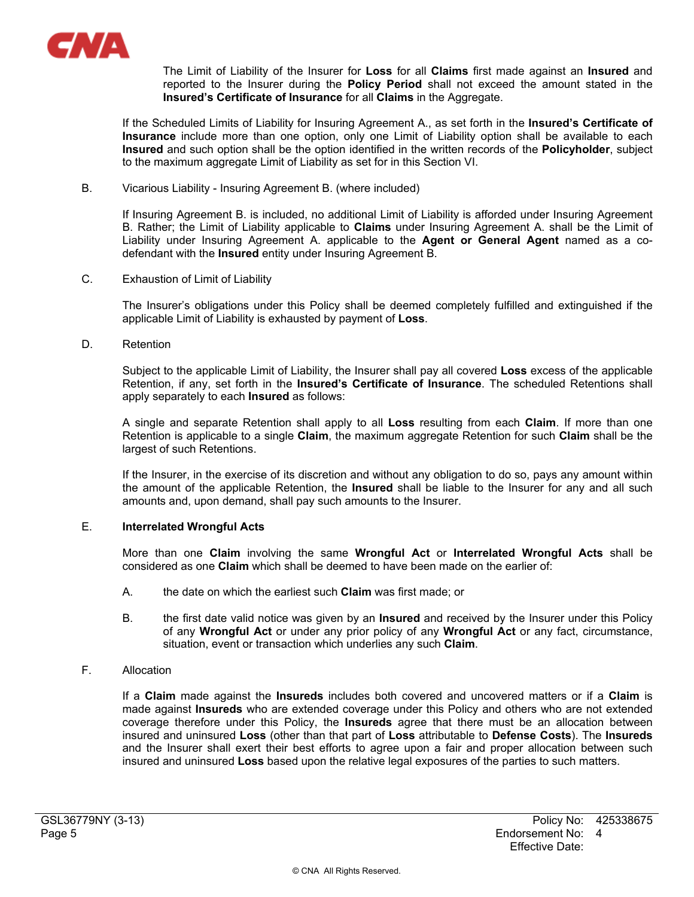The Limit of Liability of the Insurer for **Loss** for all **Claims** first made against an **Insured** and reported to the Insurer during the **Policy Period** shall not exceed the amount stated in the **Insured's Certificate of Insurance** for all **Claims** in the Aggregate.

If the Scheduled Limits of Liability for Insuring Agreement A., as set forth in the **Insured's Certificate of Insurance** include more than one option, only one Limit of Liability option shall be available to each **Insured** and such option shall be the option identified in the written records of the **Policyholder**, subject to the maximum aggregate Limit of Liability as set for in this Section VI.

B. Vicarious Liability - Insuring Agreement B. (where included)

If Insuring Agreement B. is included, no additional Limit of Liability is afforded under Insuring Agreement B. Rather; the Limit of Liability applicable to **Claims** under Insuring Agreement A. shall be the Limit of Liability under Insuring Agreement A. applicable to the **Agent or General Agent** named as a co-defendant with the **Insured** entity under Insuring Agreement B.

C. Exhaustion of Limit of Liability

The Insurer's obligations under this Policy shall be deemed completely fulfilled and extinguished if the applicable Limit of Liability is exhausted by payment of **Loss**.

D. Retention

Subject to the applicable Limit of Liability, the Insurer shall pay all covered **Loss** excess of the applicable Retention, if any, set forth in the **Insured's Certificate of Insurance**. The scheduled Retentions shall apply separately to each **Insured** as follows:

A single and separate Retention shall apply to all **Loss** resulting from each **Claim**. If more than one Retention is applicable to a single **Claim**, the maximum aggregate Retention for such **Claim** shall be the largest of such Retentions.

If the Insurer, in the exercise of its discretion and without any obligation to do so, pays any amount within the amount of the applicable Retention, the **Insured** shall be liable to the Insurer for any and all such amounts and, upon demand, shall pay such amounts to the Insurer.

E. **Interrelated Wrongful Acts**

More than one **Claim** involving the same **Wrongful Act** or **Interrelated Wrongful Acts** shall be considered as one **Claim** which shall be deemed to have been made on the earlier of:

A. the date on which the earliest such **Claim** was first made; or

B. the first date valid notice was given by an **Insured** and received by the Insurer under this Policy of any **Wrongful Act** or under any prior policy of any **Wrongful Act** or any fact, circumstance, situation, event or transaction which underlies any such **Claim**.

F. Allocation

If a **Claim** made against the **Insureds** includes both covered and uncovered matters or if a **Claim** is made against **Insureds** who are extended coverage under this Policy and others who are not extended coverage therefore under this Policy, the **Insureds** agree that there must be an allocation between insured and uninsured **Loss** (other than that part of **Loss** attributable to **Defense Costs**). The **Insureds** and the Insurer shall exert their best efforts to agree upon a fair and proper allocation between such insured and uninsured **Loss** based upon the relative legal exposures of the parties to such matters.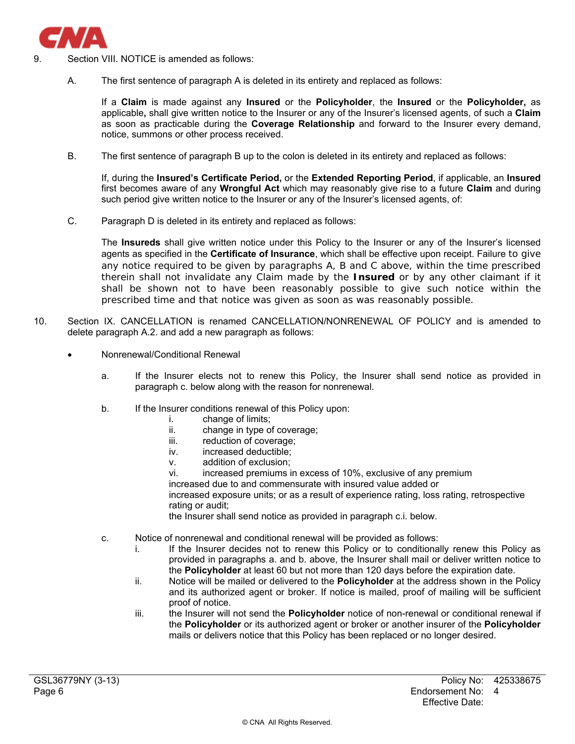9. Section VIII. NOTICE is amended as follows:

A. The first sentence of paragraph A is deleted in its entirety and replaced as follows:

If a **Claim** is made against any **Insured** or the **Policyholder**, the **Insured** or the **Policyholder,** as applicable**,** shall give written notice to the Insurer or any of the Insurer's licensed agents, of such a **Claim** as soon as practicable during the **Coverage Relationship** and forward to the Insurer every demand, notice, summons or other process received.

B. The first sentence of paragraph B up to the colon is deleted in its entirety and replaced as follows:

If, during the **Insured's Certificate Period,** or the **Extended Reporting Period**, if applicable, an **Insured** first becomes aware of any **Wrongful Act** which may reasonably give rise to a future **Claim** and during such period give written notice to the Insurer or any of the Insurer's licensed agents, of:

C. Paragraph D is deleted in its entirety and replaced as follows:

The **Insureds** shall give written notice under this Policy to the Insurer or any of the Insurer's licensed agents as specified in the **Certificate of Insurance**, which shall be effective upon receipt. Failure to give any notice required to be given by paragraphs A, B and C above, within the time prescribed therein shall not invalidate any Claim made by the **Insured** or by any other claimant if it shall be shown not to have been reasonably possible to give such notice within the prescribed time and that notice was given as soon as was reasonably possible.

10. Section IX. CANCELLATION is renamed CANCELLATION/NONRENEWAL OF POLICY and is amended to delete paragraph A.2. and add a new paragraph as follows:

- Nonrenewal/Conditional Renewal

  a. If the Insurer elects not to renew this Policy, the Insurer shall send notice as provided in paragraph c. below along with the reason for nonrenewal.

  b. If the Insurer conditions renewal of this Policy upon:
     i. change of limits;
     ii. change in type of coverage;
     iii. reduction of coverage;
     iv. increased deductible;
     v. addition of exclusion;
     vi. increased premiums in excess of 10%, exclusive of any premium increased due to and commensurate with insured value added or increased exposure units; or as a result of experience rating, loss rating, retrospective rating or audit;

     the Insurer shall send notice as provided in paragraph c.i. below.

  c. Notice of nonrenewal and conditional renewal will be provided as follows:
     i. If the Insurer decides not to renew this Policy or to conditionally renew this Policy as provided in paragraphs a. and b. above, the Insurer shall mail or deliver written notice to the **Policyholder** at least 60 but not more than 120 days before the expiration date.
     ii. Notice will be mailed or delivered to the **Policyholder** at the address shown in the Policy and its authorized agent or broker. If notice is mailed, proof of mailing will be sufficient proof of notice.
     iii. the Insurer will not send the **Policyholder** notice of non-renewal or conditional renewal if the **Policyholder** or its authorized agent or broker or another insurer of the **Policyholder** mails or delivers notice that this Policy has been replaced or no longer desired.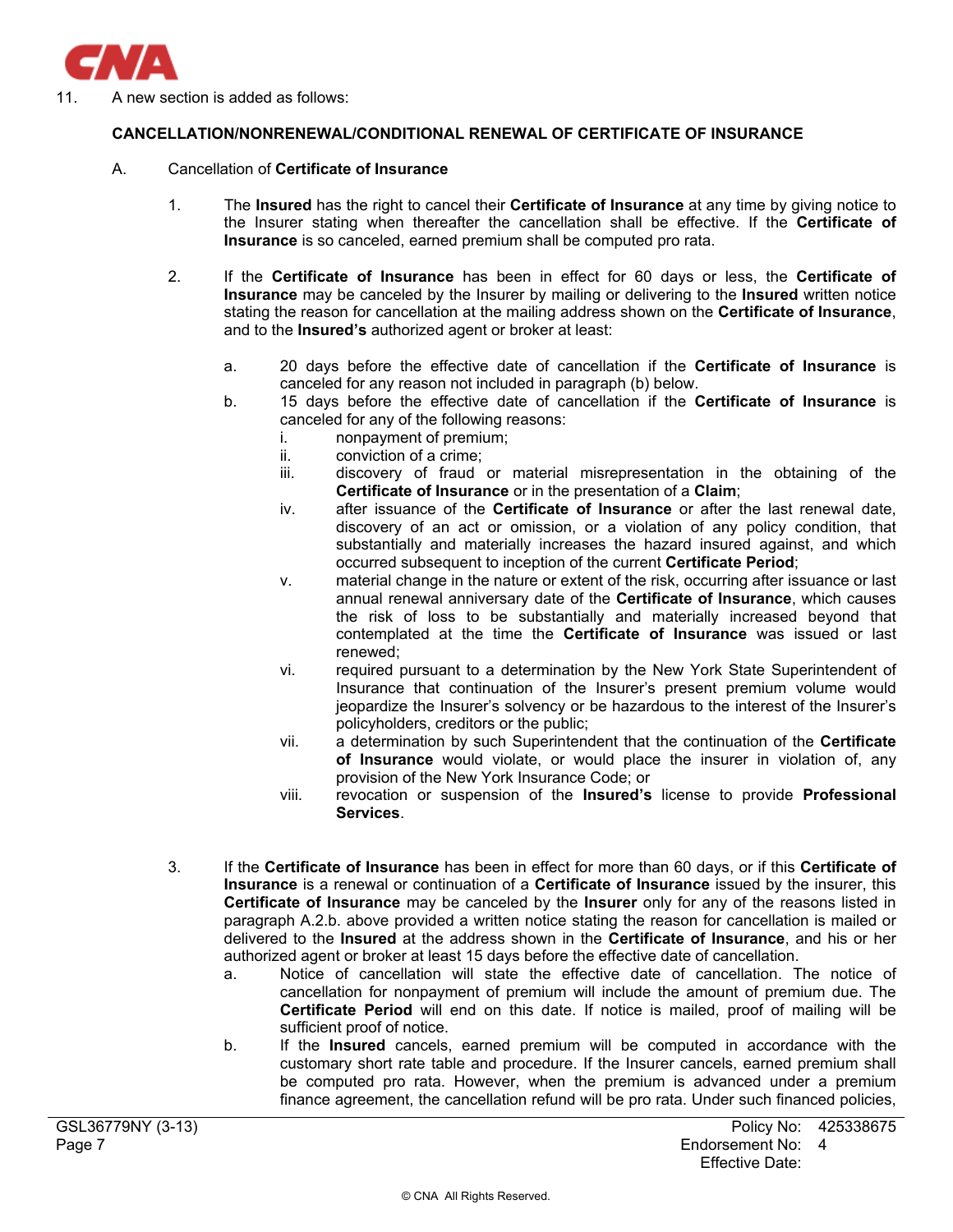11. A new section is added as follows:

**CANCELLATION/NONRENEWAL/CONDITIONAL RENEWAL OF CERTIFICATE OF INSURANCE**

A. Cancellation of **Certificate of Insurance**

1. The **Insured** has the right to cancel their **Certificate of Insurance** at any time by giving notice to the Insurer stating when thereafter the cancellation shall be effective. If the **Certificate of Insurance** is so canceled, earned premium shall be computed pro rata.

2. If the **Certificate of Insurance** has been in effect for 60 days or less, the **Certificate of Insurance** may be canceled by the Insurer by mailing or delivering to the **Insured** written notice stating the reason for cancellation at the mailing address shown on the **Certificate of Insurance**, and to the **Insured's** authorized agent or broker at least:

   a. 20 days before the effective date of cancellation if the **Certificate of Insurance** is canceled for any reason not included in paragraph (b) below.

   b. 15 days before the effective date of cancellation if the **Certificate of Insurance** is canceled for any of the following reasons:

      i. nonpayment of premium;

      ii. conviction of a crime;

      iii. discovery of fraud or material misrepresentation in the obtaining of the **Certificate of Insurance** or in the presentation of a **Claim**;

      iv. after issuance of the **Certificate of Insurance** or after the last renewal date, discovery of an act or omission, or a violation of any policy condition, that substantially and materially increases the hazard insured against, and which occurred subsequent to inception of the current **Certificate Period**;

      v. material change in the nature or extent of the risk, occurring after issuance or last annual renewal anniversary date of the **Certificate of Insurance**, which causes the risk of loss to be substantially and materially increased beyond that contemplated at the time the **Certificate of Insurance** was issued or last renewed;

      vi. required pursuant to a determination by the New York State Superintendent of Insurance that continuation of the Insurer's present premium volume would jeopardize the Insurer's solvency or be hazardous to the interest of the Insurer's policyholders, creditors or the public;

      vii. a determination by such Superintendent that the continuation of the **Certificate of Insurance** would violate, or would place the insurer in violation of, any provision of the New York Insurance Code; or

      viii. revocation or suspension of the **Insured's** license to provide **Professional Services**.

3. If the **Certificate of Insurance** has been in effect for more than 60 days, or if this **Certificate of Insurance** is a renewal or continuation of a **Certificate of Insurance** issued by the insurer, this **Certificate of Insurance** may be canceled by the **Insurer** only for any of the reasons listed in paragraph A.2.b. above provided a written notice stating the reason for cancellation is mailed or delivered to the **Insured** at the address shown in the **Certificate of Insurance**, and his or her authorized agent or broker at least 15 days before the effective date of cancellation.

   a. Notice of cancellation will state the effective date of cancellation. The notice of cancellation for nonpayment of premium will include the amount of premium due. The **Certificate Period** will end on this date. If notice is mailed, proof of mailing will be sufficient proof of notice.

   b. If the **Insured** cancels, earned premium will be computed in accordance with the customary short rate table and procedure. If the Insurer cancels, earned premium shall be computed pro rata. However, when the premium is advanced under a premium finance agreement, the cancellation refund will be pro rata. Under such financed policies,

GSL36779NY (3-13)
Page 7

Policy No: 425338675
Endorsement No: 4
Effective Date: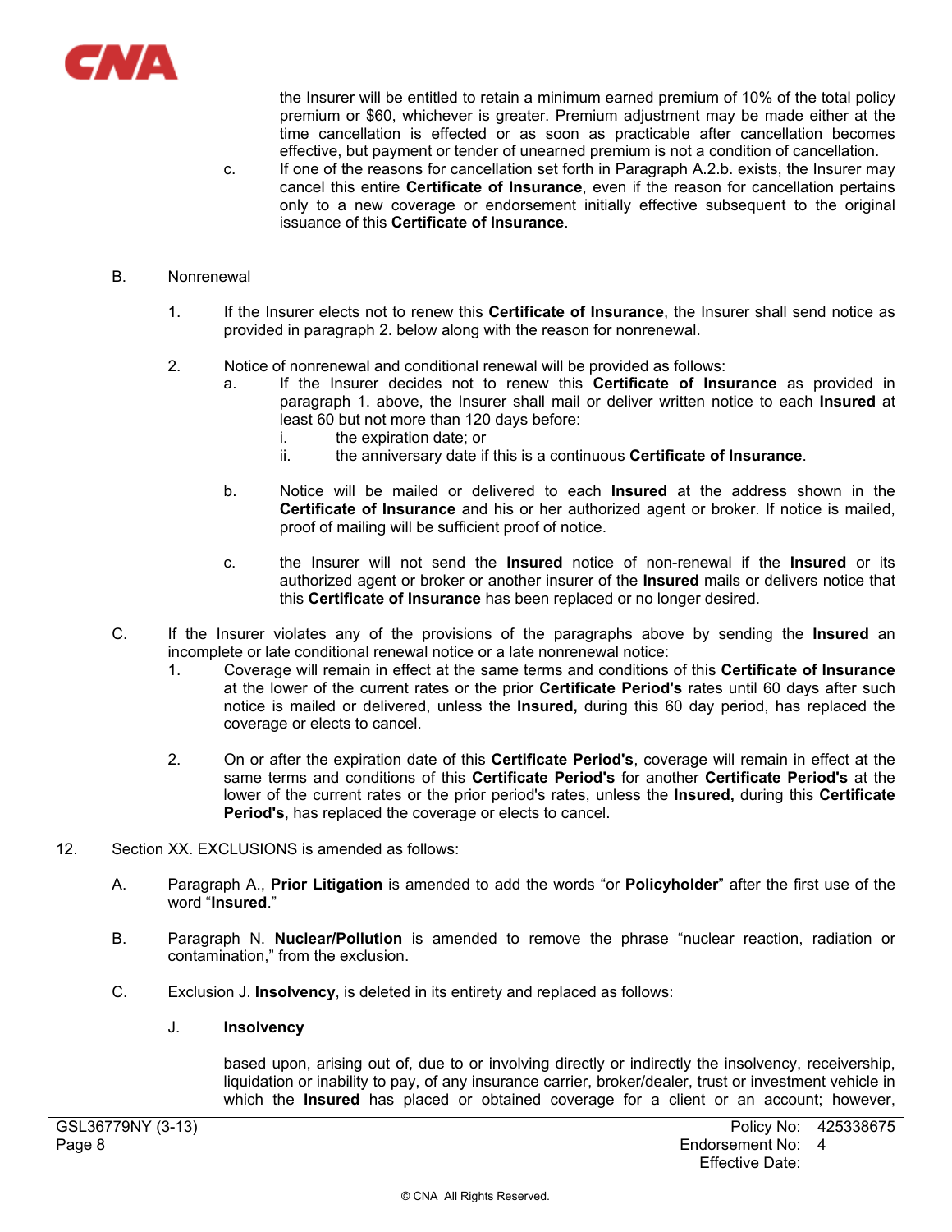the Insurer will be entitled to retain a minimum earned premium of 10% of the total policy premium or $60, whichever is greater. Premium adjustment may be made either at the time cancellation is effected or as soon as practicable after cancellation becomes effective, but payment or tender of unearned premium is not a condition of cancellation.

c. If one of the reasons for cancellation set forth in Paragraph A.2.b. exists, the Insurer may cancel this entire **Certificate of Insurance**, even if the reason for cancellation pertains only to a new coverage or endorsement initially effective subsequent to the original issuance of this **Certificate of Insurance**.

B. Nonrenewal

1. If the Insurer elects not to renew this **Certificate of Insurance**, the Insurer shall send notice as provided in paragraph 2. below along with the reason for nonrenewal.

2. Notice of nonrenewal and conditional renewal will be provided as follows:

   a. If the Insurer decides not to renew this **Certificate of Insurance** as provided in paragraph 1. above, the Insurer shall mail or deliver written notice to each **Insured** at least 60 but not more than 120 days before:

      i. the expiration date; or

      ii. the anniversary date if this is a continuous **Certificate of Insurance**.

   b. Notice will be mailed or delivered to each **Insured** at the address shown in the **Certificate of Insurance** and his or her authorized agent or broker. If notice is mailed, proof of mailing will be sufficient proof of notice.

   c. the Insurer will not send the **Insured** notice of non-renewal if the **Insured** or its authorized agent or broker or another insurer of the **Insured** mails or delivers notice that this **Certificate of Insurance** has been replaced or no longer desired.

C. If the Insurer violates any of the provisions of the paragraphs above by sending the **Insured** an incomplete or late conditional renewal notice or a late nonrenewal notice:

1. Coverage will remain in effect at the same terms and conditions of this **Certificate of Insurance** at the lower of the current rates or the prior **Certificate Period's** rates until 60 days after such notice is mailed or delivered, unless the **Insured,** during this 60 day period, has replaced the coverage or elects to cancel.

2. On or after the expiration date of this **Certificate Period's**, coverage will remain in effect at the same terms and conditions of this **Certificate Period's** for another **Certificate Period's** at the lower of the current rates or the prior period's rates, unless the **Insured,** during this **Certificate Period's**, has replaced the coverage or elects to cancel.

12. Section XX. EXCLUSIONS is amended as follows:

A. Paragraph A., **Prior Litigation** is amended to add the words "or **Policyholder**" after the first use of the word "**Insured**."

B. Paragraph N. **Nuclear/Pollution** is amended to remove the phrase "nuclear reaction, radiation or contamination," from the exclusion.

C. Exclusion J. **Insolvency**, is deleted in its entirety and replaced as follows:

J. **Insolvency**

based upon, arising out of, due to or involving directly or indirectly the insolvency, receivership, liquidation or inability to pay, of any insurance carrier, broker/dealer, trust or investment vehicle in which the **Insured** has placed or obtained coverage for a client or an account; however,

GSL36779NY (3-13) Page 8 — Policy No: 425338675 — Endorsement No: 4 — Effective Date: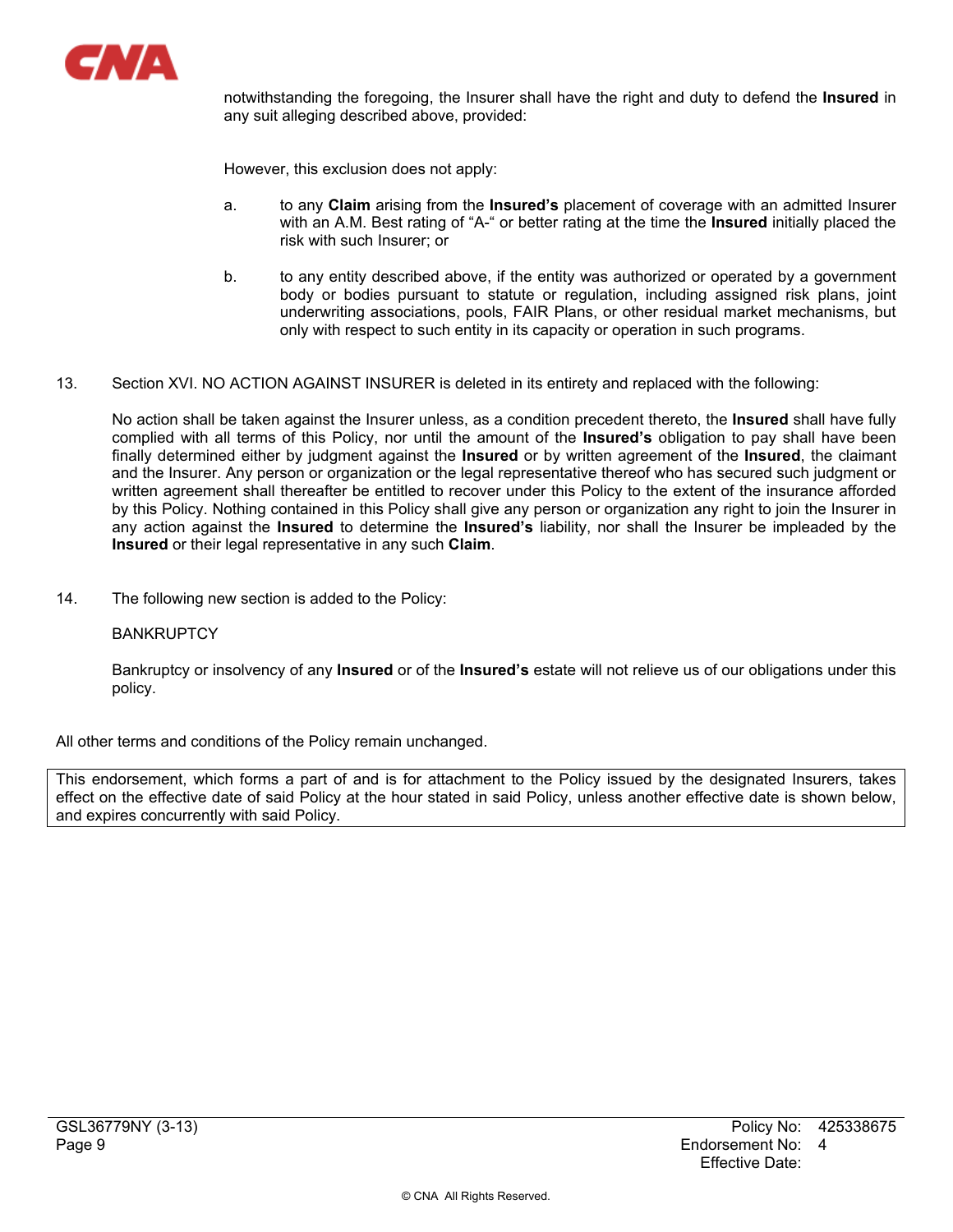notwithstanding the foregoing, the Insurer shall have the right and duty to defend the **Insured** in any suit alleging described above, provided:

However, this exclusion does not apply:

a. to any **Claim** arising from the **Insured's** placement of coverage with an admitted Insurer with an A.M. Best rating of "A-" or better rating at the time the **Insured** initially placed the risk with such Insurer; or

b. to any entity described above, if the entity was authorized or operated by a government body or bodies pursuant to statute or regulation, including assigned risk plans, joint underwriting associations, pools, FAIR Plans, or other residual market mechanisms, but only with respect to such entity in its capacity or operation in such programs.

13. Section XVI. NO ACTION AGAINST INSURER is deleted in its entirety and replaced with the following:

No action shall be taken against the Insurer unless, as a condition precedent thereto, the **Insured** shall have fully complied with all terms of this Policy, nor until the amount of the **Insured's** obligation to pay shall have been finally determined either by judgment against the **Insured** or by written agreement of the **Insured**, the claimant and the Insurer. Any person or organization or the legal representative thereof who has secured such judgment or written agreement shall thereafter be entitled to recover under this Policy to the extent of the insurance afforded by this Policy. Nothing contained in this Policy shall give any person or organization any right to join the Insurer in any action against the **Insured** to determine the **Insured's** liability, nor shall the Insurer be impleaded by the **Insured** or their legal representative in any such **Claim**.

14. The following new section is added to the Policy:

BANKRUPTCY

Bankruptcy or insolvency of any **Insured** or of the **Insured's** estate will not relieve us of our obligations under this policy.

All other terms and conditions of the Policy remain unchanged.

This endorsement, which forms a part of and is for attachment to the Policy issued by the designated Insurers, takes effect on the effective date of said Policy at the hour stated in said Policy, unless another effective date is shown below, and expires concurrently with said Policy.

GSL36779NY (3-13)
Policy No: 425338675
Endorsement No: 4
Effective Date: